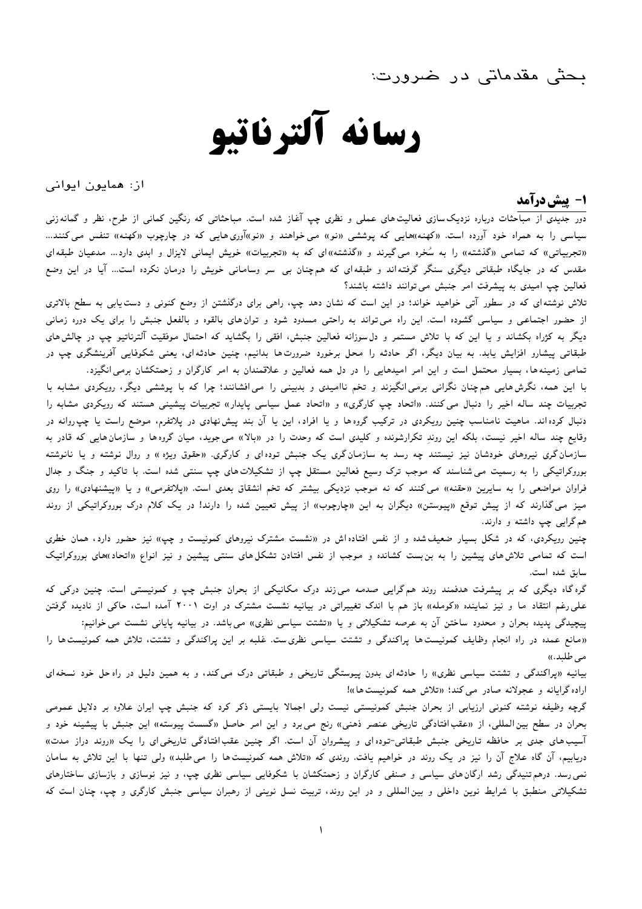بحثی مقدماتی در ضرورت:

# رسانه آلترناتیو

از: همایون ایوانی

## ۱- پیش‌درآمد

دور جدیدی از مباحثات درباره نزدیک‌سازی فعالیت‌های عملی و نظری چپ آغاز شده است. مباحثاتی که رنگین کمانی از طرح، نظر و گمانه‌زنی سیاسی را به همراه خود آورده است. «کهنه»هایی که پوششی «نو» می‌خواهند و «نو»آوری‌هایی که در چارچوب «کهنه» تنفس می‌کنند... «تجربیاتی» که تمامی «گذشته» را به سُخره می‌گیرند و «گذشته»ای که به «تجربیات» خویش ایمانی لایزال و ابدی دارد... مدعیان طبقه‌ای مقدس که در جایگاه طبقاتی دیگری سنگر گرفته‌اند و طبقه‌ای که هم‌چنان بی سر وسامانی خویش را درمان نکرده است... آیا در این وضع فعالین چپ امیدی به پیشرفت امر جنبش می‌توانند داشته باشند؟

تلاش نوشته‌ای که در سطور آتی خواهید خواند؛ در این است که نشان دهد چپ، راهی برای درگذشتن از وضع کنونی و دست‌یابی به سطح بالاتری از حضور اجتماعی و سیاسی گشوده است. این راه می‌تواند به راحتی مسدود شود و توان‌های بالقوه و بالفعل جنبش را برای یک دوره زمانی دیگر به کژراه بکشاند و یا این که با تلاش مستمر و دل‌سوزانه فعالین جنبش، افقی را بگشاید که احتمال موفقیت آلترناتیو چپ در چالش‌های طبقاتی پیشارو افزایش یابد. به بیان دیگر، اگر حادثه را محل برخورد ضرورت‌ها بدانیم، چنین حادثه‌ای، یعنی شکوفایی آفرینشگری چپ در تمامی زمینه‌ها، بسیار محتمل است و این امر امیدهایی را در دل همه فعالین و علاقمندان به امر کارگران و زحمتکشان برمی‌انگیزد.

با این همه، نگرش‌هایی هم‌چنان نگرانی برمی‌انگیزند و تخم ناامیدی و بدبینی را می‌افشانند؛ چرا که با پوششی دیگر، رویکردی مشابه با تجربیات چند ساله اخیر را دنبال می‌کنند. «اتحاد چپ کارگری» و «اتحاد عمل سیاسی پایدار» تجربیات پیشینی هستند که رویکردی مشابه را دنبال کرده‌اند. ماهیت نامناسب چنین رویکردی در ترکیب گروه‌ها و یا افراد، این یا آن بند پیش‌نهادی در پلاتفرم، موضع راست یا چپ‌روانه در وقایع چند ساله اخیر نیست، بلکه این روندِ تکرارشونده و کلیدی است که وحدت را در «بالا» می‌جوید، میان گروه‌ها و سازمان‌هایی که قادر به سازمان‌گری نیروهای خودشان نیز نیستند چه رسد به سازمان‌گری یک جنبش توده‌ای و کارگری. «حقوق ویژه» و روال نوشته و یا نانوشته بوروکراتیکی را به رسمیت می‌شناسند که موجب ترک وسیع فعالین مستقل چپ از تشکیلات‌های چپ سنتی شده است. با تاکید و جنگ و جدال فراوان مواضعی را به سایرین «حقنه» می‌کنند که نه موجب نزدیکی بیشتر که تخم انشقاق بعدی است. «پلاتفرمی» و یا «پیشنهادی» را روی میز می‌گذارند که از پیش توقع «پیوستن» دیگران به این «چارچوب» از پیش تعیین شده را دارند! در یک کلام درک بوروکراتیکی از روند هم‌گرایی چپ داشته و دارند.

چنین رویکردی، که در شکل بسیار ضعیف شده و از نفس افتاده اش در «نشست مشترک نیروهای کمونیست و چپ» نیز حضور دارد، همان خطری است که تمامی تلاش‌های پیشین را به بن‌بست کشانده و موجب از نفس افتادن تشکل‌های سنتی پیشین و نیز انواع «اتحاد»های بوروکراتیک سابق شده است.

گره‌گاه دیگری که بر پیشرفت هدفمند روند هم‌گرایی صدمه می‌زند درک مکانیکی از بحران جنبش چپ و کمونیستی است. چنین درکی که علی‌رغم انتقاد ما و نیز نماینده «کومله» باز هم با اندک تغییراتی در بیانیه نشست مشترک در اوت ۲۰۰۱ آمده است، حاکی از نادیده گرفتن پیچیدگی پدیده بحران و محدود ساختن آن به عرصه تشکیلاتی و یا «تشتت سیاسی نظری» می‌باشد. در بیانیه پایانی نشست می‌خوانیم:

«مانع عمده در راه انجام وظایف کمونیست‌ها پراکندگی و تشتت سیاسی نظری‌ست. غلبه بر این پراکندگی و تشتت، تلاش همه کمونیست‌ها را می‌طلبد.»

بیانیه «پراکندگی و تشتت سیاسی نظری» را حادثه‌ای بدون پیوستگی تاریخی و طبقاتی درک می‌کند، و به همین دلیل در راه‌حل خود نسخه‌ای اراده‌گرایانه و عجولانه صادر می‌کند؛ «تلاش همه کمونیست‌ها»!

گرچه وظیفه نوشته کنونی ارزیابی از بحران جنبش کمونیستی نیست ولی اجمالا بایستی ذکر کرد که جنبش چپ ایران علاوه بر دلایل عمومی بحران در سطح بین‌المللی، از «عقب‌افتادگی تاریخی عنصر ذهنی» رنج می‌برد و این امر حاصل «گسست پیوسته» این جنبش با پیشینه خود و آسیب‌های جدی بر حافظه تاریخی جنبش طبقاتی-توده‌ای و پیشروان آن است. اگر چنین عقب‌افتادگی تاریخی‌ای را یک «روند دراز مدت» دریابیم، آن گاه علاج آن را نیز در یک روند خواهیم یافت. روندی که «تلاش همه کمونیست‌ها را می‌طلبد» ولی تنها با این تلاش به سامان نمی‌رسد. درهم‌تنیدگی رشد ارگان‌های سیاسی و صنفی کارگران و زحمتکشان با شکوفایی سیاسی نظری چپ، و نیز نوسازی و بازسازی ساختارهای تشکیلاتی منطبق با شرایط نوین داخلی و بین‌المللی و در این روند، تربیت نسل نوینی از رهبران سیاسی جنبش کارگری و چپ، چنان است که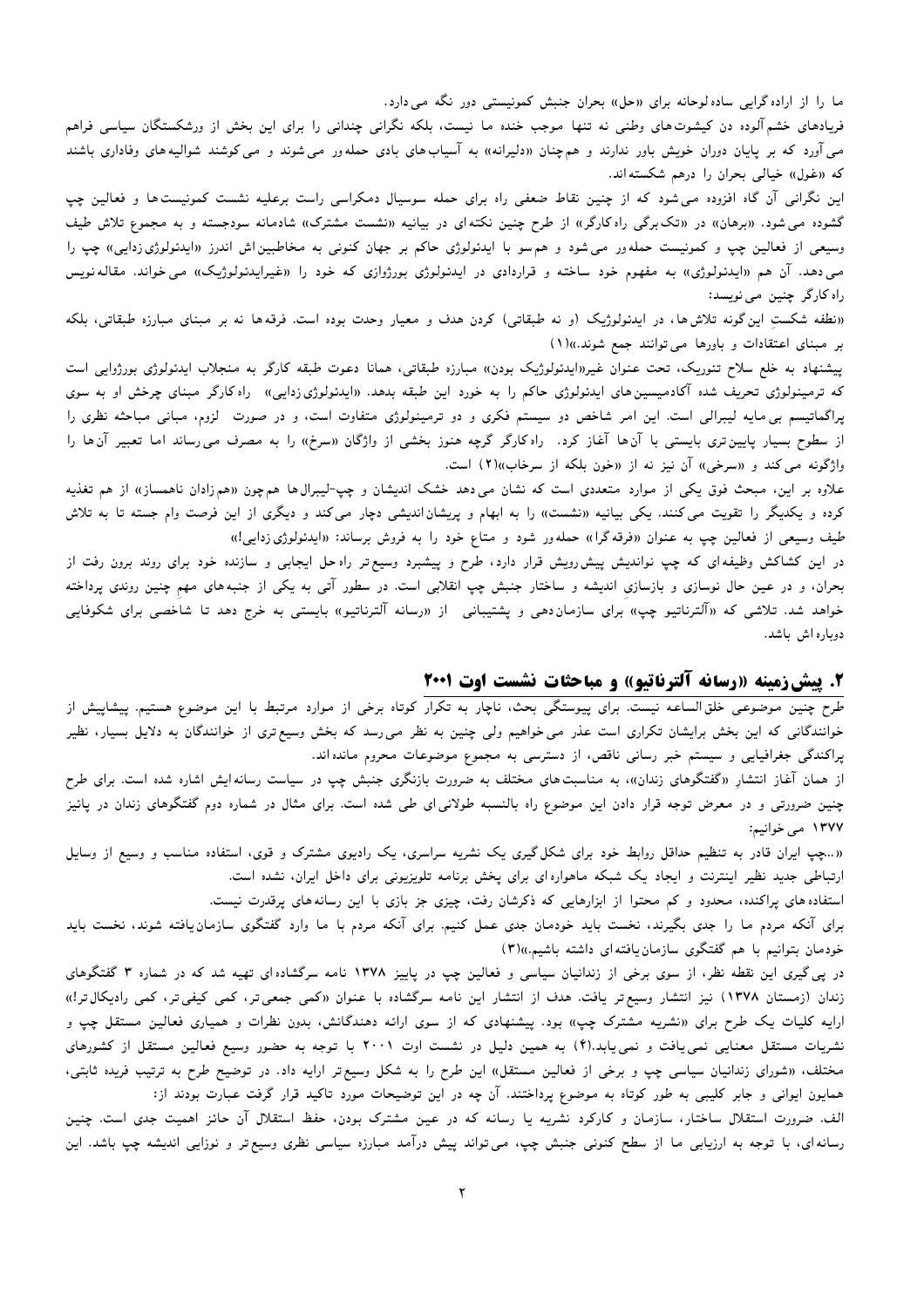ما را از اراده‌گرایی ساده‌لوحانه برای «حل» بحران جنبش کمونیستی دور نگه می‌دارد.

فریادهای خشم‌آلوده دن کیشوت‌های وطنی نه تنها موجب خنده ما نیست، بلکه نگرانی چندانی را برای این بخش از ورشکستگان سیاسی فراهم می‌آورد که بر پایان دوران خویش باور ندارند و هم‌چنان «دلیرانه» به آسیاب‌های بادی حمله‌ور می‌شوند و می‌کوشند شوالیه‌های وفاداری باشند که «غول» خیالی بحران را درهم شکسته‌اند.

این نگرانی آن گاه افزوده می‌شود که از چنین نقاط ضعفی راه برای حمله سوسیال دمکراسی راست برعلیه نشست کمونیست‌ها و فعالین چپ گشوده می‌شود. «برهان» در «تک‌برگی راه‌کارگر» از طرح چنین نکته‌ای در بیانیه «نشست مشترک» شادمانه سودجسته و به مجموع تلاش طیف وسیعی از فعالین چپ و کمونیست حمله‌ور می‌شود و هم‌سو با ایدئولوژی حاکم بر جهان کنونی به مخاطبین‌اش اندرز «ایدئولوژی‌زدایی» چپ را می‌دهد. آن هم «ایدئولوژی» به مفهوم خود ساخته و قراردادی در ایدئولوژی بورژوازی که خود را «غیرایدئولوژیک» می‌خواند. مقاله‌نویس راه‌کارگر چنین می‌نویسد:

«نطفه شکستِ این‌گونه تلاش‌ها، در ایدئولوژیک (و نه طبقاتی) کردن هدف و معیار وحدت بوده است. فرقه‌ها نه بر مبنای مبارزه طبقاتی، بلکه بر مبنای اعتقادات و باورها می‌توانند جمع شوند.»(۱)

پیشنهاد به خلع سلاح تئوریک، تحت عنوان غیر«ایدئولوژیک بودن» مبارزه طبقاتی، همانا دعوت طبقه کارگر به منجلاب ایدئولوژی بورژوایی است که ترمینولوژی تحریف شده آکادمیسین‌های ایدئولوژی حاکم را به خورد این طبقه بدهد. «ایدئولوژی‌زدایی» راه‌کارگر مبنای چرخش او به سوی پراگماتیسم بی‌مایه لیبرالی است. این امر شاخص دو سیستم فکری و دو ترمینولوژی متفاوت است، و در صورت لزوم، مبانی مباحثه نظری را از سطوح بسیار پایین‌تری بایستی با آن‌ها آغاز کرد. راه‌کارگر گرچه هنوز بخشی از واژگان «سرخ» را به مصرف می‌رساند اما تعبیر آن‌ها را واژگونه می‌کند و «سرخی» آن نیز نه از «خون بلکه از سرخاب»(۲) است.

علاوه بر این، مبحث فوق یکی از موارد متعددی است که نشان می‌دهد خشک اندیشان و چپ-لیبرال‌ها هم‌چون «هم‌زادان ناهمساز» از هم تغذیه کرده و یکدیگر را تقویت می‌کنند. یکی بیانیه «نشست» را به ابهام و پریشان‌اندیشی دچار می‌کند و دیگری از این فرصت وام جسته تا به تلاش طیف وسیعی از فعالین چپ به عنوان «فرقه‌گرا» حمله‌ور شود و متاع خود را به فروش برساند: «ایدئولوژی‌زدایی!»

در این کشاکش وظیفه‌ای که چپ نواندیش پیش‌رویش قرار دارد، طرح و پیشبرد وسیع‌تر راه‌حل ایجابی و سازنده خود برای روند برون رفت از بحران، و در عین حال نوسازی و بازسازی اندیشه و ساختار جنبش چپ انقلابی است. در سطور آتی به یکی از جنبه‌های مهم چنین روندی پرداخته خواهد شد. تلاشی که «آلترناتیو چپ» برای سازمان‌دهی و پشتیبانی از «رسانه آلترناتیو» بایستی به خرج دهد تا شاخصی برای شکوفایی دوباره‌اش باشد.

## ۲. پیش‌زمینه «رسانه آلترناتیو» و مباحثات نشست اوت ۲۰۰۱

طرح چنین موضوعی خلق‌الساعه نیست. برای پیوستگی بحث، ناچار به تکرار کوتاه برخی از موارد مرتبط با این موضوع هستیم. پیشاپیش از خوانندگانی که این بخش برایشان تکراری است عذر می‌خواهیم ولی چنین به نظر می‌رسد که بخش وسیع‌تری از خوانندگان به دلایل بسیار، نظیر پراکندگی جغرافیایی و سیستم خبر رسانی ناقص، از دسترسی به مجموع موضوعات محروم مانده‌اند.

از همان آغاز انتشار «گفتگوهای زندان»، به مناسبت‌های مختلف به ضرورت بازنگری جنبش چپ در سیاست رسانه‌ایش اشاره شده است. برای طرح چنین ضرورتی و در معرض توجه قرار دادن این موضوع راه بالنسبه طولانی‌ای طی شده است. برای مثال در شماره دوم گفتگوهای زندان در پائیز ۱۳۷۷ می‌خوانیم:

«...چپ ایران قادر به تنظیم حداقل روابط خود برای شکل‌گیری یک نشریه سراسری، یک رادیوی مشترک و قوی، استفاده مناسب و وسیع از وسایل ارتباطی جدید نظیر اینترنت و ایجاد یک شبکه ماهواره‌ای برای پخش برنامه تلویزیونی برای داخل ایران، نشده است.

استفاده‌های پراکنده، محدود و کم محتوا از ابزارهایی که ذکرشان رفت، چیزی جز بازی با این رسانه‌های پرقدرت نیست.

برای آنکه مردم ما را جدی بگیرند، نخست باید خودمان جدی عمل کنیم. برای آنکه مردم با ما وارد گفتگوی سازمان‌یافته شوند، نخست باید خودمان بتوانیم با هم گفتگوی سازمان‌یافته‌ای داشته باشیم.»(۳)

در پی‌گیری این نقطه نظر، از سوی برخی از زندانیان سیاسی و فعالین چپ در پاییز ۱۳۷۸ نامه سرگشاده‌ای تهیه شد که در شماره ۳ گفتگوهای زندان (زمستان ۱۳۷۸) نیز انتشار وسیع‌تر یافت. هدف از انتشار این نامه سرگشاده با عنوان «کمی جمعی‌تر، کمی کیفی‌تر، کمی رادیکال‌تر!» ارایه کلیات یک طرح برای «نشریه مشترک چپ» بود. پیشنهادی که از سوی ارائه دهندگانش، بدون نظرات و همیاری فعالین مستقل چپ و نشریات مستقل معنایی نمی‌یافت و نمی‌یابد.(۴) به همین دلیل در نشست اوت ۲۰۰۱ با توجه به حضور وسیع فعالین مستقل از کشورهای مختلف، «شورای زندانیان سیاسی چپ و برخی از فعالین مستقل» این طرح را به شکل وسیع‌تر ارایه داد. در توضیح طرح به ترتیب فریده ثابتی، همایون ایوانی و جابر کلیبی به طور کوتاه به موضوع پرداختند. آن چه در این توضیحات مورد تاکید قرار گرفت عبارت بودند از:

الف. ضرورت استقلال ساختار، سازمان و کارکرد نشریه یا رسانه که در عین مشترک بودن، حفظ استقلال آن حائز اهمیت جدی است. چنین رسانه‌ای، با توجه به ارزیابی ما از سطح کنونی جنبش چپ، می‌تواند پیش درآمد مبارزه سیاسی نظری وسیع‌تر و نوزایی اندیشه چپ باشد. این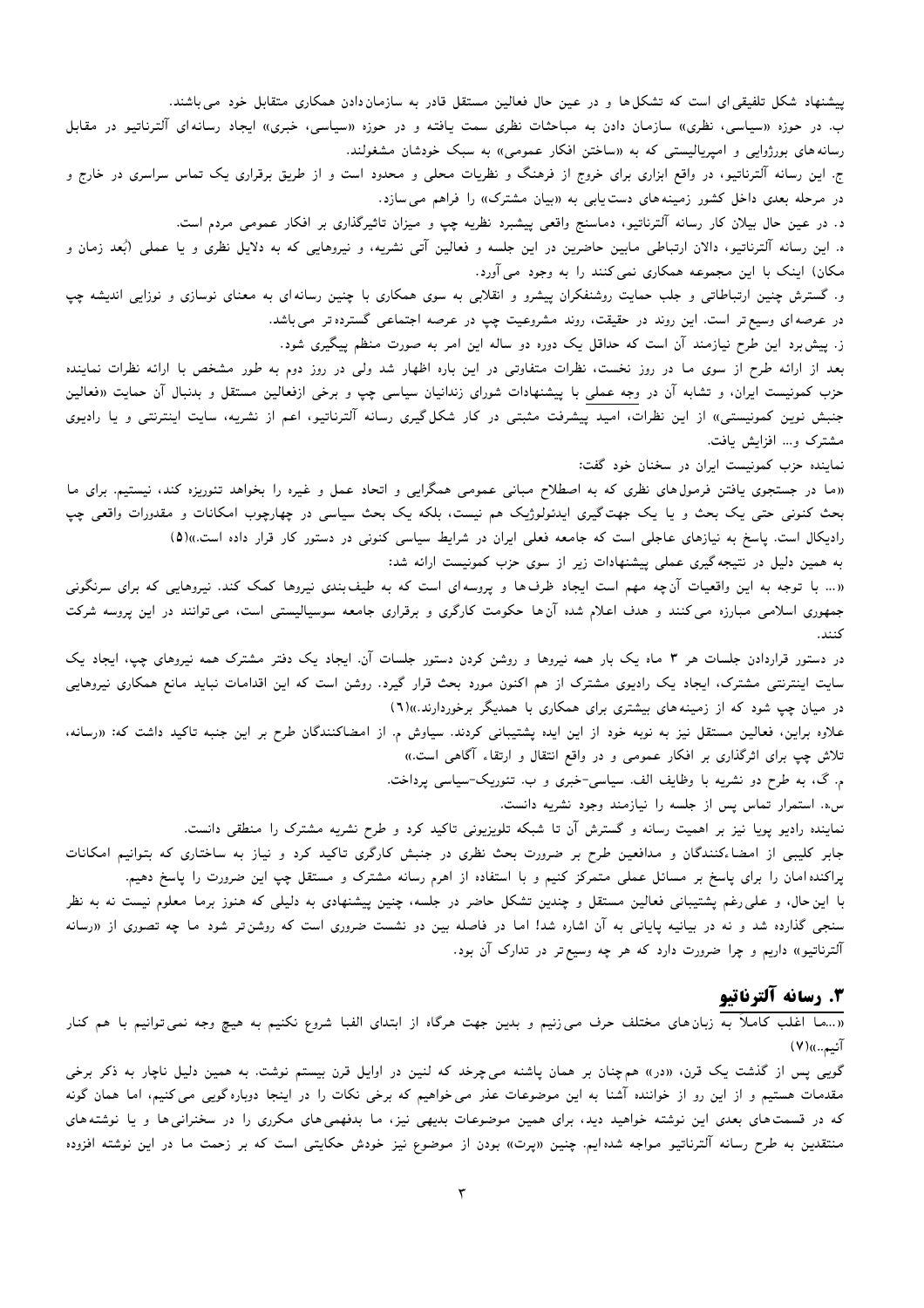پیشنهاد شکل تلفیقی‌ای است که تشکل‌ها و در عین حال فعالین مستقل قادر به سازمان‌دادن همکاری متقابل خود می‌باشند.

ب. در حوزه «سیاسی، نظری» سازمان دادن به مباحثات نظری سمت یافته و در حوزه «سیاسی، خبری» ایجاد رسانه‌ای آلترناتیو در مقابل رسانه‌های بورژوایی و امپریالیستی که به «ساختن افکار عمومی» به سبک خودشان مشغولند.

ج. این رسانه آلترناتیو، در واقع ابزاری برای خروج از فرهنگ و نظریات محلی و محدود است و از طریق برقراری یک تماس سراسری در خارج و در مرحله بعدی داخل کشور زمینه‌های دست‌یابی به «بیان مشترک» را فراهم می‌سازد.

د. در عین حال بیلان کار رسانه آلترناتیو، دماسنج واقعی پیشبرد نظریه چپ و میزان تاثیرگذاری بر افکار عمومی مردم است.

ه. این رسانه آلترناتیو، دالان ارتباطی مابین حاضرین در این جلسه و فعالین آتی نشریه، و نیروهایی که به دلایل نظری و یا عملی (بُعد زمان و مکان) اینک با این مجموعه همکاری نمی‌کنند را به وجود می‌آورد.

و. گسترش چنین ارتباطاتی و جلب حمایت روشنفکران پیشرو و انقلابی به سوی همکاری با چنین رسانه‌ای به معنای نوسازی و نوزایی اندیشه چپ در عرصه‌ای وسیع‌تر است. این روند در حقیقت، روند مشروعیت چپ در عرصه اجتماعی گسترده‌تر می‌باشد.

ز. پیش‌برد این طرح نیازمند آن است که حداقل یک دوره دو ساله این امر به صورت منظم پیگیری شود.

بعد از ارائه طرح از سوی ما در روز نخست، نظرات متفاوتی در این باره اظهار شد ولی در روز دوم به طور مشخص با ارائه نظرات نماینده حزب کمونیست ایران، و تشابه آن در وجه عملی با پیشنهادات شورای زندانیان سیاسی چپ و برخی ازفعالین مستقل و بدنبال آن حمایت «فعالین جنبش نوین کمونیستی» از این نظرات، امید پیشرفت مثبتی در کار شکل‌گیری رسانه آلترناتیو، اعم از نشریه، سایت اینترنتی و یا رادیوی مشترک و... افزایش یافت.

نماینده حزب کمونیست ایران در سخنان خود گفت:

«ما در جستجوی یافتن فرمول‌های نظری که به اصطلاح مبانی عمومی همگرایی و اتحاد عمل و غیره را بخواهد تئوریزه کند، نیستیم. برای ما بحث کنونی حتی یک بحث و یا یک جهت‌گیری ایدئولوژیک هم نیست، بلکه یک بحث سیاسی در چهارچوب امکانات و مقدورات واقعی چپ رادیکال است. پاسخ به نیازهای عاجلی است که جامعه فعلی ایران در شرایط سیاسی کنونی در دستور کار قرار داده است.»(۵)

به همین دلیل در نتیجه‌گیری عملی پیشنهادات زیر از سوی حزب کمونیست ارائه شد:

«... با توجه به این واقعیات آن‌چه مهم است ایجاد ظرف‌ها و پروسه‌ای است که به طیف‌بندی نیروها کمک کند. نیروهایی که برای سرنگونی جمهوری اسلامی مبارزه می‌کنند و هدف اعلام شده آن‌ها حکومت کارگری و برقراری جامعه سوسیالیستی است، می‌توانند در این پروسه شرکت کنند.

در دستور قراردادن جلسات هر ۳ ماه یک بار همه نیروها و روشن کردن دستور جلسات آن. ایجاد یک دفتر مشترک همه نیروهای چپ، ایجاد یک سایت اینترنتی مشترک، ایجاد یک رادیوی مشترک از هم اکنون مورد بحث قرار گیرد. روشن است که این اقدامات نباید مانع همکاری نیروهایی در میان چپ شود که از زمینه‌های بیشتری برای همکاری با همدیگر برخوردارند.»(٦)

علاوه براین، فعالین مستقل نیز به نوبه خود از این ایده پشتیبانی کردند. سیاوش م. از امضاکنندگان طرح بر این جنبه تاکید داشت که: «رسانه، تلاش چپ برای اثرگذاری بر افکار عمومی و در واقع انتقال و ارتقاء آگاهی است.»

م. گ، به طرح دو نشریه با وظایف الف. سیاسی-خبری و ب. تئوریک-سیاسی پرداخت.

س.ه. استمرار تماس پس از جلسه را نیازمند وجود نشریه دانست.

نماینده رادیو پویا نیز بر اهمیت رسانه و گسترش آن تا شبکه تلویزیونی تاکید کرد و طرح نشریه مشترک را منطقی دانست.

جابر کلیبی از امضاءکنندگان و مدافعین طرح بر ضرورت بحث نظری در جنبش کارگری تاکید کرد و نیاز به ساختاری که بتوانیم امکانات پراکنده‌امان را برای پاسخ بر مسائل عملی متمرکز کنیم و با استفاده از اهرم رسانه مشترک و مستقل چپ این ضرورت را پاسخ دهیم.

با این‌حال، و علی‌رغم پشتیبانی فعالین مستقل و چندین تشکل حاضر در جلسه، چنین پیشنهادی به دلیلی که هنوز برما معلوم نیست نه به نظر سنجی گذارده شد و نه در بیانیه پایانی به آن اشاره شد! اما در فاصله بین دو نشست ضروری است که روشن‌تر شود ما چه تصوری از «رسانه آلترناتیو» داریم و چرا ضرورت دارد که هر چه وسیع‌تر در تدارک آن بود.

## ۳. رسانه آلترناتیو

«...ما اغلب کاملاً به زبان‌های مختلف حرف می‌زنیم و بدین جهت هرگاه از ابتدای الفبا شروع نکنیم به هیچ وجه نمی‌توانیم با هم کنار آئیم...»(۷)

گویی پس از گذشت یک قرن، «در» همچنان بر همان پاشنه می‌چرخد که لنین در اوایل قرن بیستم نوشت. به همین دلیل ناچار به ذکر برخی مقدمات هستیم و از این رو از خواننده آشنا به این موضوعات عذر می‌خواهیم که برخی نکات را در اینجا دوباره‌گویی می‌کنیم، اما همان گونه که در قسمت‌های بعدی این نوشته خواهید دید، برای همین موضوعات بدیهی نیز، ما بدفهمی‌های مکرری را در سخنرانی‌ها و یا نوشته‌های منتقدین به طرح رسانه آلترناتیو مواجه شده‌ایم. چنین «پرت» بودن از موضوع نیز خودش حکایتی است که بر زحمت ما در این نوشته افزوده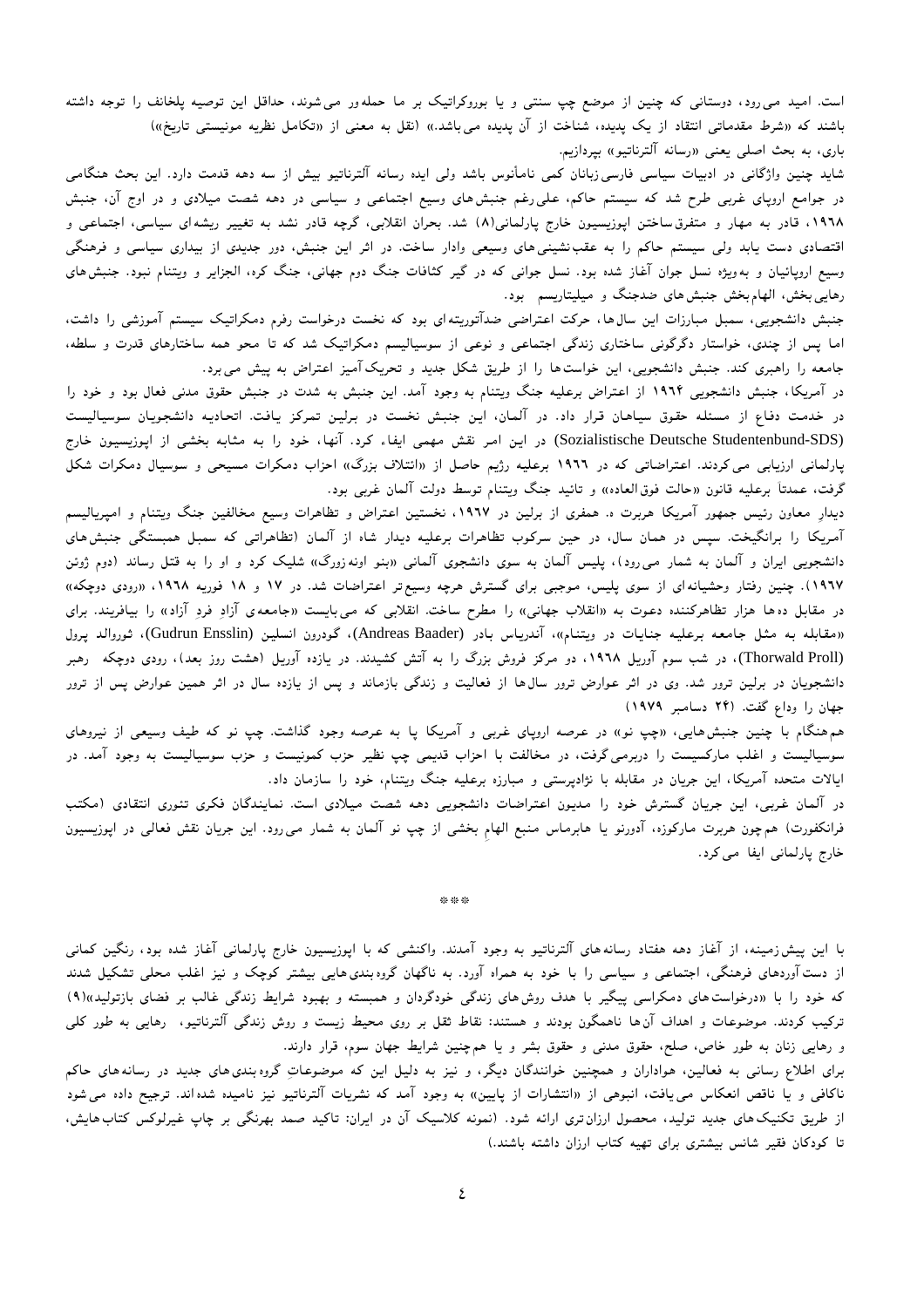است. امید می‌رود، دوستانی که چنین از موضع چپ سنتی و یا بوروکراتیک بر ما حمله‌ور می‌شوند، حداقل این توصیه پلخانف را توجه داشته باشند که «شرط مقدماتی انتقاد از یک پدیده، شناخت از آن پدیده می‌باشد.» (نقل به معنی از «تکامل نظریه مونیستی تاریخ»)

باری، به بحث اصلی یعنی «رسانه آلترناتیو» بپردازیم.

شاید چنین واژگانی در ادبیات سیاسی فارسی‌زبانان کمی نامأنوس باشد ولی ایده رسانه آلترناتیو بیش از سه دهه قدمت دارد. این بحث هنگامی در جوامع اروپای غربی طرح شد که سیستم حاکم، علی‌رغم جنبش‌های وسیع اجتماعی و سیاسی در دهه شصت میلادی و در اوج آن، جنبش ۱۹۶۸، قادر به مهار و متفرق‌ساختن اپوزیسیون خارج پارلمانی(۸) شد. بحران انقلابی، گرچه قادر نشد به تغییر ریشه‌ای سیاسی، اجتماعی و اقتصادی دست یابد ولی سیستم حاکم را به عقب‌نشینی‌های وسیعی وادار ساخت. در اثر این جنبش، دور جدیدی از بیداری سیاسی و فرهنگی وسیع اروپائیان و به‌ویژه نسل جوان آغاز شده بود. نسل جوانی که در گیر کثافات جنگ دوم جهانی، جنگ کره، الجزایر و ویتنام نبود. جنبش‌های رهایی‌بخش، الهام‌بخش جنبش‌های ضدجنگ و میلیتاریسم بود.

جنبش دانشجویی، سمبل مبارزات این سال‌ها، حرکت اعتراضی ضدآتوریته‌ای بود که نخست درخواست رفرم دمکراتیک سیستم آموزشی را داشت، اما پس از چندی، خواستار دگرگونی ساختاری زندگی اجتماعی و نوعی از سوسیالیسم دمکراتیک شد که تا محو همه ساختارهای قدرت و سلطه، جامعه را راهبری کند. جنبش دانشجویی، این خواست‌ها را از طریق شکل جدید و تحریک‌آمیز اعتراض به پیش می‌برد.

در آمریکا، جنبش دانشجویی ۱۹۶۴ از اعتراض برعلیه جنگ ویتنام به وجود آمد. این جنبش به شدت در جنبش حقوق مدنی فعال بود و خود را در خدمت دفاع از مسئله حقوق سیاهان قرار داد. در آلمان، این جنبش نخست در برلین تمرکز یافت. اتحادیه دانشجویان سوسیالیست (Sozialistische Deutsche Studentenbund-SDS) در این امر نقش مهمی ایفاء کرد. آنها، خود را به مثابه بخشی از اپوزیسیون خارج پارلمانی ارزیابی می‌کردند. اعتراضاتی که در ۱۹٦٦ برعلیه رژیم حاصل از «ائتلاف بزرگ» احزاب دمکرات مسیحی و سوسیال دمکرات شکل گرفت، عمدتاً برعلیه قانون «حالت فوق‌العاده» و تائید جنگ ویتنام توسط دولت آلمان غربی بود.

دیدار معاون رئیس جمهور آمریکا هربرت ه. همفری از برلین در ۱۹۶۷، نخستین اعتراض و تظاهرات وسیع مخالفین جنگ ویتنام و امپریالیسم آمریکا را برانگیخت. سپس در همان سال، در حین سرکوب تظاهرات برعلیه دیدار شاه از آلمان (تظاهراتی که سمبل همبستگی جنبش‌های دانشجویی ایران و آلمان به شمار می‌رود)، پلیس آلمان به سوی دانشجوی آلمانی «بنو اونه زورگ» شلیک کرد و او را به قتل رساند (دوم ژوئن ۱۹۶۷). چنین رفتار وحشیانه‌ای از سوی پلیس، موجبی برای گسترش هرچه وسیع‌تر اعتراضات شد. در ۱۷ و ۱۸ فوریه ۱۹۶۸، «رودی دوچکه» در مقابل ده‌ها هزار تظاهرکننده دعوت به «انقلاب جهانی» را مطرح ساخت. انقلابی که می‌بایست «جامعه‌ی آزاد فردِ آزاد» را بیافریند. برای «مقابله به مثل جامعه برعلیه جنایات در ویتنام»، آندریاس بادر (Andreas Baader)، گودرون انسلین (Gudrun Ensslin)، ثوروالد پرول (Thorwald Proll)، در شب سوم آوریل ۱۹۶۸، دو مرکز فروش بزرگ را به آتش کشیدند. در یازده آوریل (هشت روز بعد)، رودی دوچکه رهبر دانشجویان در برلین ترور شد. وی در اثر عوارض ترور سال‌ها از فعالیت و زندگی بازماند و پس از یازده سال در اثر همین عوارض پس از ترور جهان را وداع گفت. (۲۴ دسامبر ۱۹۷۹)

هم‌هنگام با چنین جنبش‌هایی، «چپ نو» در عرصه اروپای غربی و آمریکا پا به عرصه وجود گذاشت. چپ نو که طیف وسیعی از نیروهای سوسیالیست و اغلب مارکسیست را دربرمی‌گرفت، در مخالفت با احزاب قدیمی چپ نظیر حزب کمونیست و حزب سوسیالیست به وجود آمد. در ایالات متحده آمریکا، این جریان در مقابله با نژادپرستی و مبارزه برعلیه جنگ ویتنام، خود را سازمان داد.

در آلمان غربی، این جریان گسترش خود را مدیون اعتراضات دانشجویی دهه شصت میلادی است. نمایندگان فکری تئوری انتقادی (مکتب فرانکفورت) هم‌چون هربرت مارکوزه، آدورنو یا هابرماس منبع الهامِ بخشی از چپ نو آلمان به شمار می‌رود. این جریان نقش فعالی در اپوزیسیون خارج پارلمانی ایفا می‌کرد.

\*\*\*

با این پیش‌زمینه، از آغاز دهه هفتاد رسانه‌های آلترناتیو به وجود آمدند. واکنشی که با اپوزیسیون خارج پارلمانی آغاز شده بود، رنگین کمانی از دست‌آوردهای فرهنگی، اجتماعی و سیاسی را با خود به همراه آورد. به ناگهان گروه‌بندی‌هایی بیشتر کوچک و نیز اغلب محلی تشکیل شدند که خود را با «درخواست‌های دمکراسی پیگیر با هدف روش‌های زندگی خودگردان و همبسته و بهبود شرایط زندگی غالب بر فضای بازتولید»(۹) ترکیب کردند. موضوعات و اهداف آن‌ها ناهمگون بودند و هستند: نقاط ثقل بر روی محیط زیست و روش زندگی آلترناتیو، رهایی به طور کلی و رهایی زنان به طور خاص، صلح، حقوق مدنی و حقوق بشر و یا هم‌چنین شرایط جهان سوم، قرار دارند.

برای اطلاع رسانی به فعالین، هواداران و همچنین خوانندگان دیگر، و نیز به دلیل این که موضوعاتِ گروه‌بندی‌های جدید در رسانه‌های حاکم ناکافی و یا ناقص انعکاس می‌یافت، انبوهی از «انتشارات از پایین» به وجود آمد که نشریات آلترناتیو نیز نامیده شده‌اند. ترجیح داده می‌شود از طریق تکنیک‌های جدید تولید، محصول ارزان‌تری ارائه شود. (نمونه کلاسیک آن در ایران: تاکید صمد بهرنگی بر چاپ غیرلوکس کتاب‌هایش، تا کودکان فقیر شانس بیشتری برای تهیه کتاب ارزان داشته باشند.)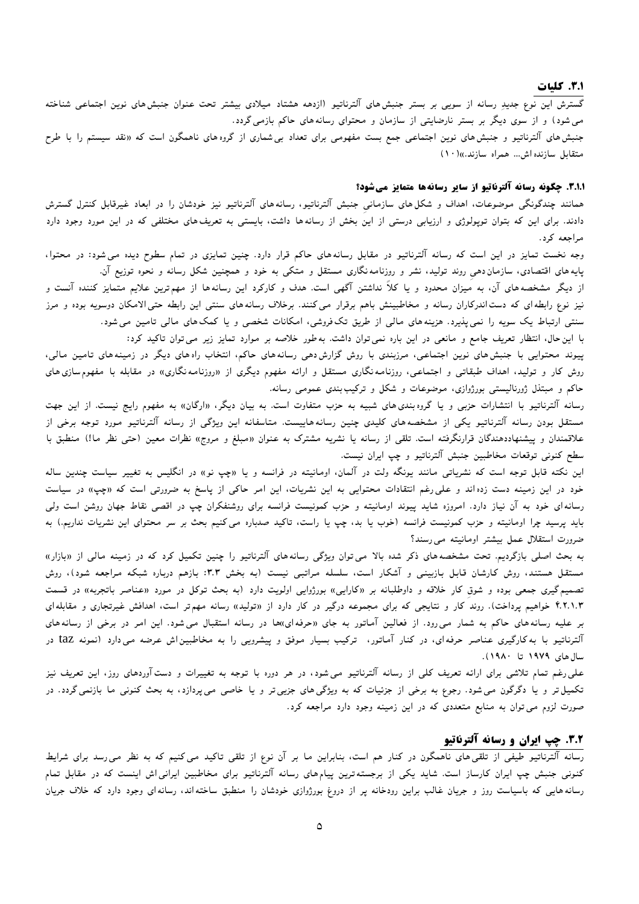## ۳.۱. کلیات

گسترش این نوع جدیدِ رسانه از سویی بر بستر جنبش‌های آلترناتیو (ازدهه هشتاد میلادی بیشتر تحت عنوان جنبش‌های نوین اجتماعی شناخته می‌شود) و از سوی دیگر بر بستر نارضایتی از سازمان و محتوای رسانه‌های حاکم بازمی‌گردد.

جنبش‌های آلترناتیو و جنبش‌های نوین اجتماعی جمع بست مفهومی برای تعداد بی‌شماری از گروه‌های ناهمگون است که «نقد سیستم را با طرح متقابل سازنده‌اش... همراه سازند.»(۱۰)

### ۳.۱.۱. چگونه رسانه آلترناتیو از سایر رسانه‌ها متمایز می‌شود؟

همانند چندگونگی موضوعات، اهداف و شکل‌های سازمانیِ جنبش آلترناتیو، رسانه‌های آلترناتیو نیز خودشان را در ابعاد غیرقابل کنترل گسترش دادند. برای این که بتوان توپولوژی و ارزیابی درستی از این بخش از رسانه‌ها داشت، بایستی به تعریف‌های مختلفی که در این مورد وجود دارد مراجعه کرد.

وجه نخست تمایز در این است که رسانه آلترناتیو در مقابل رسانه‌های حاکم قرار دارد. چنین تمایزی در تمام سطوح دیده می‌شود: در محتوا، پایه‌های اقتصادی، سازمان‌دهیِ روند تولید، نشر و روزنامه‌نگاری مستقل و متکی به خود و همچنین شکل رسانه و نحوه توزیع آن.

از دیگر مشخصه‌های آن، به میزان محدود و یا کلاً نداشتن آگهی است. هدف و کارکرد این رسانه‌ها از مهم‌ترین علایم متمایز کننده آنست و نیز نوع رابطه‌ای که دست‌اندرکاران رسانه و مخاطبینش باهم برقرار می‌کنند. برخلاف رسانه‌های سنتی این رابطه حتی‌الامکان دوسویه بوده و مرز سنتی ارتباط یک سویه را نمی‌پذیرد. هزینه‌های مالی از طریق تک‌فروشی، امکانات شخصی و یا کمک‌های مالی تامین می‌شود.

با این حال، انتظار تعریف جامع و مانعی در این باره نمی‌توان داشت. به‌طور خلاصه بر موارد تمایز زیر می‌توان تاکید کرد:

پیوند محتوایی با جنبش‌های نوین اجتماعی، مرزبندی با روش گزارش‌دهی رسانه‌های حاکم، انتخاب راه‌های دیگر در زمینه‌های تامین مالی، روش کار و تولید، اهداف طبقاتی و اجتماعی، روزنامه‌نگاری مستقل و ارائه مفهوم دیگری از «روزنامه‌نگاری» در مقابله با مفهوم‌سازی‌های حاکم و مبتذل ژورنالیستی بورژوازی، موضوعات و شکل و ترکیب‌بندی عمومی رسانه.

رسانه آلترناتیو با انتشارات حزبی و یا گروه‌بندی‌های شبیه به حزب متفاوت است. به بیان دیگر، «ارگان» به مفهوم رایج نیست. از این جهت مستقل بودن رسانه آلترناتیو یکی از مشخصه‌های کلیدی چنین رسانه‌هاییست. متاسفانه این ویژگی از رسانه آلترناتیو مورد توجه برخی از علاقمندان و پیشنهاددهندگان قرارنگرفته است. تلقی از رسانه یا نشریه مشترک به عنوان «مبلغ و مروج» نظرات معین (حتی نظر ما!) منطبق با سطح کنونی توقعات مخاطبین جنبش آلترناتیو و چپ ایران نیست.

این نکته قابل توجه است که نشریاتی مانند یونگه ولت در آلمان، اومانیته در فرانسه و یا «چپ نو» در انگلیس به تغییر سیاست چندین ساله خود در این زمینه دست زده‌اند و علی‌رغم انتقادات محتوایی به این نشریات، این امر حاکی از پاسخ به ضرورتی است که «چپ» در سیاست رسانه‌ای خود به آن نیاز دارد. امروزه شاید پیوند اومانیته و حزب کمونیست فرانسه برای روشنفکران چپ در اقصی نقاط جهان روشن است ولی باید پرسید چرا اومانیته و حزب کمونیست فرانسه (خوب یا بد، چپ یا راست، تاکید صدباره می‌کنیم بحث بر سر محتوای این نشریات نداریم.) به ضرورت استقلال عمل بیشتر اومانیته می‌رسند؟

به بحث اصلی بازگردیم. تحت مشخصه‌های ذکر شده بالا می‌توان ویژگی رسانه‌های آلترناتیو را چنین تکمیل کرد که در زمینه مالی از «بازار» مستقل هستند، روش کارشان قابل بازبینی و آشکار است، سلسله مراتبی نیست (به بخش ۳.۳: بازهم درباره شبکه مراجعه شود)، روش تصمیم‌گیری جمعی بوده و شوقِ کارِ خلاقه و داوطلبانه بر «کارایی» بورژوایی اولویت دارد (به بحث توکل در مورد «عناصر باتجربه» در قسمت ۴.۲.۱.۳ خواهیم پرداخت). روند کار و نتایجی که برای مجموعه درگیر در کار دارد از «تولید» رسانه مهم‌تر است، اهدافش غیرتجاری و مقابله‌ای بر علیه رسانه‌های حاکم به شمار می‌رود. از فعالین آماتور به جای «حرفه‌ای»ها در رسانه استقبال می‌شود. این امر در برخی از رسانه‌های آلترناتیو با به‌کارگیری عناصر حرفه‌ای، در کنار آماتور، ترکیب بسیار موفق و پیشرویی را به مخاطبین‌اش عرضه می‌دارد (نمونه taz در سال‌های ۱۹۷۹ تا ۱۹۸۰).

علی‌رغم تمام تلاشی برای ارائه تعریف کلی از رسانه آلترناتیو می‌شود، در هر دوره با توجه به تغییرات و دست‌آوردهای روز، این تعریف نیز تکمیل‌تر و یا دگرگون می‌شود. رجوع به برخی از جزئیات که به ویژگی‌های جزیی‌تر و یا خاصی می‌پردازد، به بحث کنونی ما بازنمی‌گردد. در صورت لزوم می‌توان به منابع متعددی که در این زمینه وجود دارد مراجعه کرد.

## ۳.۲. چپ ایران و رسانه آلترناتیو

رسانه آلترناتیو طیفی از تلقی‌های ناهمگون در کنار هم است، بنابراین ما بر آن نوع از تلقی تاکید می‌کنیم که به نظر می‌رسد برای شرایط کنونی جنبش چپ ایران کارساز است. شاید یکی از برجسته‌ترین پیام‌های رسانه آلترناتیو برای مخاطبین ایرانی‌اش اینست که در مقابل تمام رسانه‌هایی که باسیاست روز و جریان غالب براین رودخانه پر از دروغ بورژوازی خودشان را منطبق ساخته‌اند، رسانه‌ای وجود دارد که خلاف جریان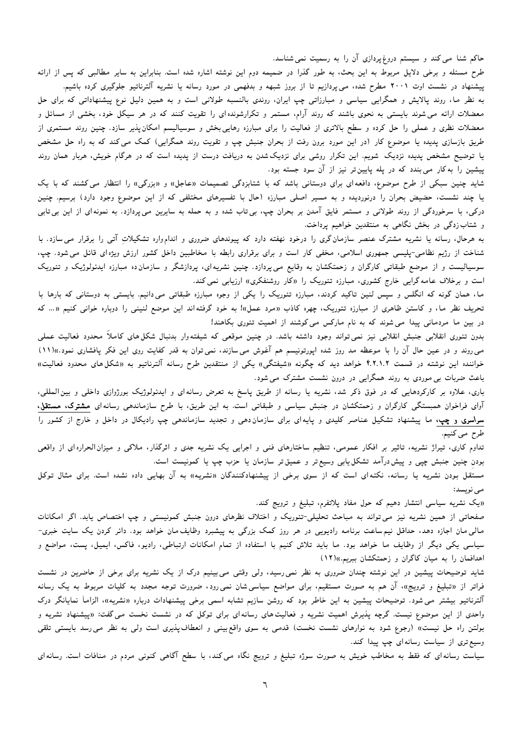حاکم شنا می‌کند و سیستم دروغ‌پردازی آن را به رسمیت نمی‌شناسد.

طرح مسئله و برخی دلایل مربوط به این بحث، به طور گذرا در ضمیمه دوم این نوشته اشاره شده است. بنابراین به سایر مطالبی که پس از ارائه پیشنهاد در نشست اوت ۲۰۰۱ مطرح شده، می‌پردازیم تا از بروز شبهه و بدفهمی در مورد رسانه یا نشریه آلترناتیو جلوگیری کرده باشیم.

به نظر ما، روند پالایش و همگرایی سیاسی و مبارزاتی چپ ایران، روندی بالنسبه طولانی است و به همین دلیل نوع پیشنهاداتی که برای حل معضلات ارائه می‌شوند بایستی به نحوی باشند که روند آرام، مستمر و تکرارشونده‌ای را تقویت کنند که در هر سیکل خود، بخشی از مسائل و معضلات نظری و عملی را حل کرده و سطح بالاتری از فعالیت را برای مبارزه رهایی‌بخش و سوسیالیسم امکان‌پذیر سازد. چنین روند مستمری از طریق بازسازی پدیده یا موضوع کار (در این مورد برون رفت از بحران جنبش چپ و تقویت روند همگرایی) کمک می‌کند که به راه حل مشخص یا توضیح مشخص پدیده نزدیک شویم. این تکرار روشی برای نزدیک شدن به دریافت درست از پدیده است که در هرگام خویش، هربار همان روند پیشین را به‌کار می‌بندد که در پله پایین‌تر نیز از آن سود جسته بود.

شاید چنین سبکی از طرح موضوع، دافعه‌ای برای دوستانی باشد که با شتابزدگی تصمیمات «عاجل» و «بزرگی» را انتظار می‌کشند که با یک یا چند نشست، حضیض بحران را درنوردیده و به مسیر اصلی مبارزه (حال با تفسیرهای مختلفی که از این موضوع وجود دارد) برسیم. چنین درکی، با سرخوردگی از روند طولانی و مستمر فایق آمدن بر بحران چپ، بی‌تاب شده و به حمله به سایرین می‌پردازد. به نمونه‌ای از این بی‌تابی و شتاب‌زدگی در بخش نگاهی به منتقدین خواهیم پرداخت.

به هرحال، رسانه یا نشریه مشترک عنصر سازمان‌گری را درخود نهفته دارد که پیوندهای ضروری و اندام‌واره تشکیلاتِ آتی را برقرار می‌سازد. با شناخت از رژیم نظامی-پلیسی جمهوری اسلامی، مخفی کار است و برای برقراری رابطه با مخاطبین داخل کشور ارزش ویژه‌ای قائل می‌شود. چپ، سوسیالیست و از موضع طبقاتی کارگران و زحمتکشان به وقایع می‌پردازد. چنین نشریه‌ای، پردازشگر و سازمان‌ده مبارزه ایدئولوژیک و تئوریک است و برخلاف عامه‌گرایی خارج کشوری، مبارزه تئوریک را «کار روشنفکری» ارزیابی نمی‌کند.

ما، همان گونه که انگلس و سپس لنین تاکید کردند، مبارزه تئوریک را یکی از وجوه مبارزه طبقاتی می‌دانیم. بایستی به دوستانی که بارها با تحریف نظر ما، و کاستن ظاهری از مبارزه تئوریک، چهره کاذب «مرد عمل»! به خود گرفته‌اند این موضع لنینی را دوباره خوانی کنیم «... که در بین ما مردمانی پیدا می‌شوند که به نام مارکس می‌کوشند از اهمیت تئوری بکاهند!

بدون تئوری انقلابی جنبش انقلابی نیز نمی‌تواند وجود داشته باشد. در چنین موقعی که شیفته‌وار بدنبال شکل‌های کاملاً محدود فعالیت عملی می‌روند و در عین حال آن را با موعظه مد روز شده اپورتونیسم هم آغوش می‌سازند، نمی‌توان به قدر کفایت روی این فکر پافشاری نمود.»(۱۱)

خواننده این نوشته در قسمت ۴.۲.۱.۲ خواهد دید که چگونه «شیفتگی» یکی از منتقدین طرح رسانه آلترناتیو به «شکل‌های محدود فعالیت» باعث ضربات بی‌موردی به روند همگرایی در درون نشست مشترک می‌شود.

باری، علاوه بر کارکردهایی که در فوق ذکر شد، نشریه یا رسانه از طریق پاسخ به تعرض رسانه‌ای و ایدئولوژیک بورژوازی داخلی و بین‌المللی، آوای فراخوان همبستگی کارگران و زحمتکشان در جنبش سیاسی و طبقاتی است. به این طریق، با طرح سازماندهی رسانه‌ای **مشترک، مستقل، سراسری و چپ**، ما پیشنهاد تشکیل عناصر کلیدی و پایه‌ای برای سازمان‌دهی و تجدید سازماندهی چپ رادیکال در داخل و خارج از کشور را طرح می‌کنیم.

تداوم کاری، تیراژ نشریه، تاثیر بر افکار عمومی، تنظیم ساختارهای فنی و اجرایی یک نشریه جدی و اثرگذار، ملاکی و میزان‌الحراره‌ای از واقعی بودنِ چنین جنبش چپی و پیش‌درآمد تشکل‌یابی وسیع‌تر و عمیق‌تر سازمان یا حزب چپ یا کمونیست است.

مستقل بودن نشریه یا رسانه، نکته‌ای است که از سوی برخی از پیشنهادکنندگان «نشریه» به آن بهایی داده نشده است. برای مثال توکل می‌نویسد:

«یک نشریه سیاسی انتشار دهیم که حول مفاد پلاتفرم، تبلیغ و ترویج کند.

صفحاتی از همین نشریه نیز می‌تواند به مباحث تحلیلی-تئوریک و اختلاف نظرهای درون جنبش کمونیستی و چپ اختصاص یابد. اگر امکانات مالی‌مان اجازه دهد، حداقل نیم‌ساعت برنامه رادیویی در هر روز کمک بزرگی به پیشبرد وظایف‌مان خواهد بود. دائر کردن یک سایت خبری-سیاسی یکی دیگر از وظایف ما خواهد بود. ما باید تلاش کنیم با استفاده از تمام امکانات ارتباطی، رادیو، فاکس، ایمیل، پست، مواضع و اهدافمان را به میان کاگران و زحمتکشان ببریم.»(۱۲)

شاید توضیحات پیشین در این نوشته چندان ضروری به نظر نمی‌رسید، ولی وقتی می‌بینیم درک از یک نشریه برای برخی از حاضرین در نشست فراتر از «تبلیغ و ترویج»، آن هم به صورت مستقیم، برای مواضع سیاسی‌شان نمی‌رود، ضرورت توجه مجدد به کلیات مربوط به یک رسانه آلترناتیو بیشتر می‌شود. توضیحات پیشین به این خاطر بود که روشن سازیم تشابه اسمی برخی پیشنهادات درباره «نشریه»، الزاماً نمایانگر درک واحدی از این موضوع نیست. گرچه پذیرش اهمیت نشریه و فعالیت‌های رسانه‌ای برای توکل که در نشست نخست می‌گفت: «پیشنهاد نشریه و بولتن راه حل نیست» (رجوع شود به نوارهای نشست نخست) قدمی به سوی واقع‌بینی و انعطاف‌پذیری است ولی به نظر می‌رسد بایستی تلقی وسیع‌تری از سیاست رسانه‌ای چپ پیدا کند.

سیاست رسانه‌ای که فقط به مخاطب خویش به صورت سوژه تبلیغ و ترویج نگاه می‌کند، با سطح آگاهی کنونی مردم در منافات است. رسانه‌ای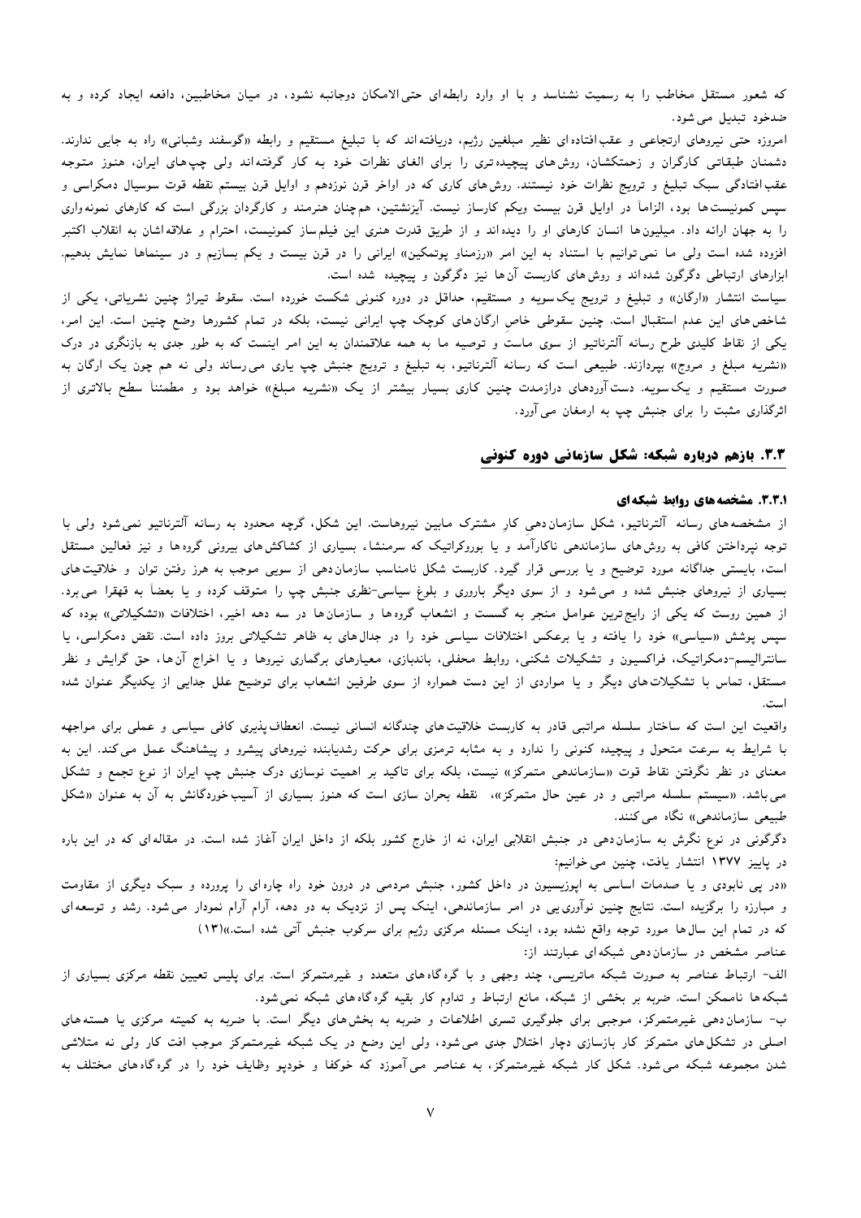که شعور مستقل مخاطب را به رسمیت نشناسد و با او وارد رابطه‌ای حتی‌الامکان دوجانبه نشود، در میان مخاطبین، دافعه ایجاد کرده و به ضدخود تبدیل می‌شود.

امروزه حتی نیروهای ارتجاعی و عقب‌افتاده‌ای نظیر مبلغین رژیم، دریافته‌اند که با تبلیغ مستقیم و رابطه «گوسفند وشبانی» راه به جایی ندارند. دشمنان طبقاتی کارگران و زحمتکشان، روش‌های پیچیده‌تری را برای القای نظرات خود به کار گرفته‌اند ولی چپ‌های ایران، هنوز متوجه عقب‌افتادگی سبک تبلیغ و ترویج نظرات خود نیستند. روش‌های کاری که در اواخر قرن نوزدهم و اوایل قرن بیستم نقطه قوت سوسیال دمکراسی و سپس کمونیست‌ها بود، الزاماً در اوایل قرن بیست ویکم کارساز نیست. آیزنشتین، هم‌چنان هنرمند و کارگردان بزرگی است که کارهای نمونه‌واری را به جهان ارائه داد. میلیون‌ها انسان کارهای او را دیده‌اند و از طریق قدرت هنری این فیلم‌ساز کمونیست، احترام و علاقه‌اشان به انقلاب اکتبر افزوده شده است ولی ما نمی‌توانیم با استناد به این امر «رزمناو پوتمکین» ایرانی را در قرن بیست و یکم بسازیم و در سینماها نمایش بدهیم. ابزارهای ارتباطی دگرگون شده‌اند و روش‌های کاربست آن‌ها نیز دگرگون و پیچیده شده است.

سیاست انتشار «ارگان» و تبلیغ و ترویج یک‌سویه و مستقیم، حداقل در دوره کنونی شکست خورده است. سقوط تیراژ چنین نشریاتی، یکی از شاخص‌های این عدم استقبال است. چنین سقوطی خاص ارگان‌های کوچک چپ ایرانی نیست، بلکه در تمام کشورها وضع چنین است. این امر، یکی از نقاط کلیدی طرح رسانه آلترناتیو از سوی ماست و توصیه ما به همه علاقمندان به این امر اینست که به طور جدی به بازنگری در درک «نشریه مبلغ و مروج» بپردازند. طبیعی است که رسانه آلترناتیو، به تبلیغ و ترویج جنبش چپ یاری می‌رساند ولی نه هم چون یک ارگان به صورت مستقیم و یک‌سویه. دست‌آوردهای درازمدت چنین کاری بسیار بیشتر از یک «نشریه مبلغ» خواهد بود و مطمئناً سطح بالاتری از اثرگذاری مثبت را برای جنبش چپ به ارمغان می‌آورد.

## ۳.۳. بازهم درباره شبکه: شکل سازمانی دوره کنونی

### ۳.۳.۱. مشخصه‌های روابط شبکه‌ای

از مشخصه‌های رسانه آلترناتیو، شکل سازمان‌دهی کارِ مشترک مابین نیروهاست. این شکل، گرچه محدود به رسانه آلترناتیو نمی‌شود ولی با توجه نپرداختن کافی به روش‌های سازماندهی ناکارآمد و یا بوروکراتیک که سرمنشاء بسیاری از کشاکش‌های بیرونی گروه‌ها و نیز فعالین مستقل است، بایستی جداگانه مورد توضیح و یا بررسی قرار گیرد. کاربست شکل نامناسب سازمان‌دهی از سویی موجب به هرز رفتن توان و خلاقیت‌های بسیاری از نیروهای جنبش شده و می‌شود و از سوی دیگر باروری و بلوغ سیاسی-نظری جنبش چپ را متوقف کرده و یا بعضاً به قهقرا می‌برد. از همین روست که یکی از رایج‌ترین عوامل منجر به گسست و انشعاب گروه‌ها و سازمان‌ها در سه دهه اخیر، اختلافات «تشکیلاتی» بوده که سپس پوشش «سیاسی» خود را یافته و یا برعکس اختلافات سیاسی خود را در جدال‌های به ظاهر تشکیلاتی بروز داده است. نقض دمکراسی، یا سانترالیسم-دمکراتیک، فراکسیون و تشکیلات شکنی، روابط محفلی، باندبازی، معیارهای برگماری نیروها و یا اخراج آن‌ها، حق گرایش و نظر مستقل، تماس با تشکیلات‌های دیگر و یا مواردی از این دست همواره از سوی طرفین انشعاب برای توضیح علل جدایی از یکدیگر عنوان شده است.

واقعیت این است که ساختار سلسله مراتبی قادر به کاربست خلاقیت‌های چندگانه انسانی نیست. انعطاف‌پذیری کافی سیاسی و عملی برای مواجهه با شرایط به سرعت متحول و پیچیده کنونی را ندارد و به مثابه ترمزی برای حرکت رشدیابنده نیروهای پیشرو و پیشاهنگ عمل می‌کند. این به معنای در نظر نگرفتن نقاط قوت «سازماندهی متمرکز» نیست، بلکه برای تاکید بر اهمیت نوسازی درک جنبش چپ ایران از نوع تجمع و تشکل می‌باشد. «سیستم سلسله مراتبی و در عین حال متمرکز»، نقطه بحران سازی است که هنوز بسیاری از آسیب‌خوردگانش به آن به عنوان «شکل طبیعی سازماندهی» نگاه می‌کنند.

دگرگونی در نوع نگرش به سازمان‌دهی در جنبش انقلابی ایران، نه از خارج کشور بلکه از داخل ایران آغاز شده است. در مقاله‌ای که در این باره در پاییز ۱۳۷۷ انتشار یافت، چنین می‌خوانیم:

«در پی نابودی و یا صدمات اساسی به اپوزیسیون در داخل کشور، جنبش مردمی در درون خود راه چاره‌ای را پرورده و سبک دیگری از مقاومت و مبارزه را برگزیده است. نتایج چنین نوآوری‌یی در امر سازماندهی، اینک پس از نزدیک به دو دهه، آرام آرام نمودار می‌شود. رشد و توسعه‌ای که در تمام این سال‌ها مورد توجه واقع نشده بود، اینک مسئله مرکزی رژیم برای سرکوب جنبش آتی شده است.»(۱۳)

عناصر مشخص در سازمان‌دهی شبکه‌ای عبارتند از:

الف- ارتباط عناصر به صورت شبکه ماتریسی، چند وجهی و با گره‌گاه‌های متعدد و غیرمتمرکز است. برای پلیس تعیین نقطه مرکزی بسیاری از شبکه‌ها ناممکن است. ضربه بر بخشی از شبکه، مانع ارتباط و تداوم کار بقیه گره‌گاه‌های شبکه نمی‌شود.

ب- سازمان‌دهی غیرمتمرکز، موجبی برای جلوگیری تسری اطلاعات و ضربه به بخش‌های دیگر است. با ضربه به کمیته مرکزی یا هسته‌های اصلی در تشکل‌های متمرکز کار بازسازی دچار اختلال جدی می‌شود، ولی این وضع در یک شبکه غیرمتمرکز موجب افت کار ولی نه متلاشی شدن مجموعه شبکه می‌شود. شکل کار شبکه غیرمتمرکز، به عناصر می‌آموزد که خوکفا و خودپو وظایف خود را در گره‌گاه‌های مختلف به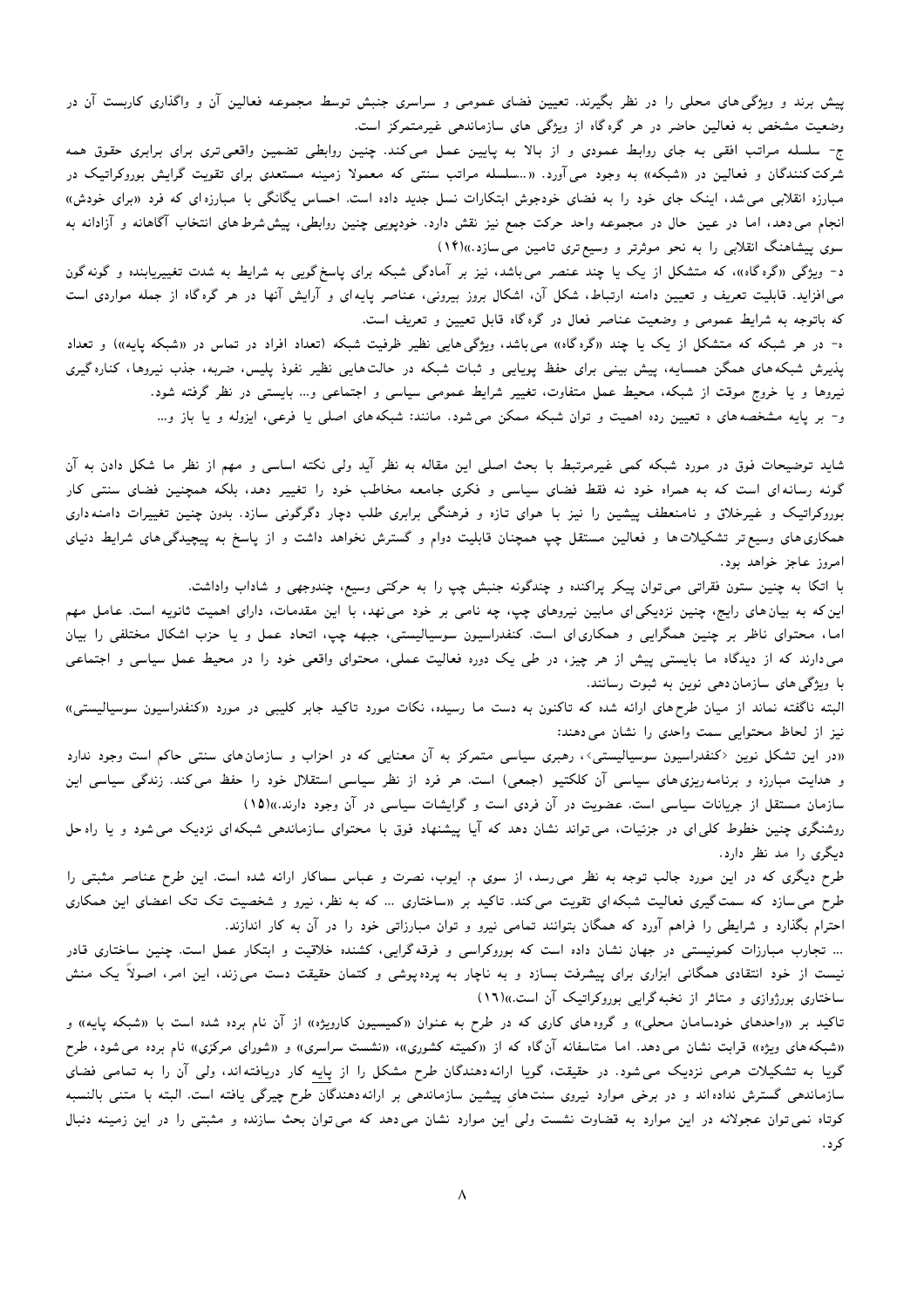پیش برند و ویژگی‌های محلی را در نظر بگیرند. تعیین فضای عمومی و سراسری جنبش توسط مجموعه فعالین آن و واگذاری کاربست آن در وضعیت مشخص به فعالین حاضر در هر گره‌گاه از ویژگی های سازماندهی غیرمتمرکز است.

ج- سلسله مراتب افقی به جای روابط عمودی و از بالا به پایین عمل می‌کند. چنین روابطی تضمین واقعی‌تری برای برابری حقوق همه شرکت‌کنندگان و فعالین در «شبکه» به وجود می‌آورد. «...سلسله مراتب سنتی که معمولا زمینه مستعدی برای تقویت گرایش بوروکراتیک در مبارزه انقلابی می‌شد، اینک جای خود را به فضای خودجوش ابتکارات نسل جدید داده است. احساس یگانگی با مبارزه‌ای که فرد «برای خودش» انجام می‌دهد، اما در عین حال در مجموعه واحد حرکت جمع نیز نقش دارد. خودپویی چنین روابطی، پیش‌شرط‌های انتخاب آگاهانه و آزادانه به سوی پیشاهنگ انقلابی را به نحو موثرتر و وسیع‌تری تامین می‌سازد.»(۱۴)

د- ویژگی «گره‌گاه»، که متشکل از یک یا چند عنصر می‌باشد، نیز بر آمادگی شبکه برای پاسخ‌گویی به شرایط به شدت تغییریابنده و گونه‌گون می‌افزاید. قابلیت تعریف و تعیین دامنه ارتباط، شکل آن، اشکال بروز بیرونی، عناصر پایه‌ای و آرایش آنها در هر گره‌گاه از جمله مواردی است که باتوجه به شرایط عمومی و وضعیت عناصر فعال در گره‌گاه قابل تعیین و تعریف است.

ه- در هر شبکه که متشکل از یک یا چند «گره‌گاه» می‌باشد، ویژگی‌هایی نظیر ظرفیت شبکه (تعداد افراد در تماس در «شبکه پایه») و تعداد پذیرش شبکه‌های همگن همسایه، پیش بینی برای حفظ پویایی و ثبات شبکه در حالت‌هایی نظیر نفوذ پلیس، ضربه، جذب نیروها، کناره‌گیری نیروها و یا خروج موقت از شبکه، محیط عمل متفاوت، تغییر شرایط عمومی سیاسی و اجتماعی و... بایستی در نظر گرفته شود.

و- بر پایه مشخصه‌های ه تعیین رده اهمیت و توان شبکه ممکن می‌شود. مانند: شبکه‌های اصلی یا فرعی، ایزوله و یا باز و...

شاید توضیحات فوق در مورد شبکه کمی غیرمرتبط با بحث اصلی این مقاله به نظر آید ولی نکته اساسی و مهم از نظر ما شکل دادن به آن گونه رسانه‌ای است که به همراه خود نه فقط فضای سیاسی و فکری جامعه مخاطب خود را تغییر دهد، بلکه همچنین فضای سنتی کار بوروکراتیک و غیرخلاق و نامنعطف پیشین را نیز با هوای تازه و فرهنگی برابری طلب دچار دگرگونی سازد. بدون چنین تغییرات دامنه‌داری همکاری‌های وسیع‌تر تشکیلات‌ها و فعالین مستقل چپ همچنان قابلیت دوام و گسترش نخواهد داشت و از پاسخ به پیچیدگی‌های شرایط دنیای امروز عاجز خواهد بود.

با اتکا به چنین ستون فقراتی می‌توان پیکر پراکنده و چندگونه جنبش چپ را به حرکتی وسیع، چندوجهی و شاداب واداشت.

این که به بیان‌های رایج، چنین نزدیکی‌ای مابین نیروهای چپ، چه نامی بر خود می‌نهد، با این مقدمات، دارای اهمیت ثانویه است. عامل مهم اما، محتوای ناظر بر چنین همگرایی و همکاری‌ای است. کنفدراسیون سوسیالیستی، جبهه چپ، اتحاد عمل و یا حزب اشکال مختلفی از بیان می‌دارند که از دیدگاه ما بایستی پیش از هر چیز، در طی یک دوره فعالیت عملی، محتوای واقعی خود را در محیط عمل سیاسی و اجتماعی با ویژگی‌های سازمان‌دهی نوین به ثبوت رسانند.

البته ناگفته نماند از میان طرح‌های ارائه شده که تاکنون به دست ما رسیده، نکات مورد تاکید جابر کلیبی در مورد «کنفدراسیون سوسیالیستی» نیز از لحاظ محتوایی سمت واحدی را نشان می‌دهند:

«در این تشکل نوین <کنفدراسیون سوسیالیستی>، رهبری سیاسی متمرکز به آن معنایی که در احزاب و سازمان‌های سنتی حاکم است وجود ندارد و هدایت مبارزه و برنامه‌ریزی‌های سیاسی آن کلکتیو (جمعی) است. هر فرد از نظر سیاسی استقلال خود را حفظ می‌کند. زندگی سیاسی این سازمان مستقل از جریانات سیاسی است. عضویت در آن فردی است و گرایشات سیاسی در آن وجود دارند.»(۱۵)

روشنگری چنین خطوط کلی‌ای در جزئیات، می‌تواند نشان دهد که آیا پیشنهاد فوق با محتوای سازماندهی شبکه‌ای نزدیک می‌شود و یا راه‌حل دیگری را مد نظر دارد.

طرح دیگری که در این مورد جالب توجه به نظر می‌رسد، از سوی م. ایوب، نصرت و عباس سماکار ارائه شده است. این طرح عناصر مثبتی را طرح می‌سازد که سمت‌گیری فعالیت شبکه‌ای تقویت می‌کند. تاکید بر «ساختاری ... که به نظر، نیرو و شخصیت تک تک اعضای این همکاری احترام بگذارد و شرایطی را فراهم آورد که همگان بتوانند تمامی نیرو و توان مبارزاتی خود را در آن به کار اندازند.

... تجارب مبارزات کمونیستی در جهان نشان داده است که بوروکراسی و فرقه‌گرایی، کشنده خلاقیت و ابتکار عمل است. چنین ساختاری قادر نیست از خود انتقادی همگانی ابزاری برای پیشرفت بسازد و به ناچار به پرده‌پوشی و کتمان حقیقت دست می‌زند، این امر، اصولاً یک منش ساختاری بورژوازی و متاثر از نخبه‌گرایی بوروکراتیک آن است.»(۱۶)

تاکید بر «واحدهای خودسامان محلی» و گروه‌های کاری که در طرح به عنوان «کمیسیون کارویژه» از آن نام برده شده است با «شبکه پایه» و «شبکه‌های ویژه» قرابت نشان می‌دهد. اما متاسفانه آن‌گاه که از «کمیته کشوری»، «نشست سراسری» و «شورای مرکزی» نام برده می‌شود، طرح گویا به تشکیلات هرمی نزدیک می‌شود. در حقیقت، گویا ارائه دهندگان طرح مشکل را از پایه کار دریافته‌اند، ولی آن را به تمامی فضای سازماندهی گسترش نداده‌اند و در برخی موارد نیروی سنت‌های پیشین سازماندهی بر ارائه‌دهندگان طرح چیرگی یافته است. البته با متنی بالنسبه کوتاه نمی‌توان عجولانه در این موارد به قضاوت نشست ولی این موارد نشان می‌دهد که می‌توان بحث سازنده و مثبتی را در این زمینه دنبال کرد.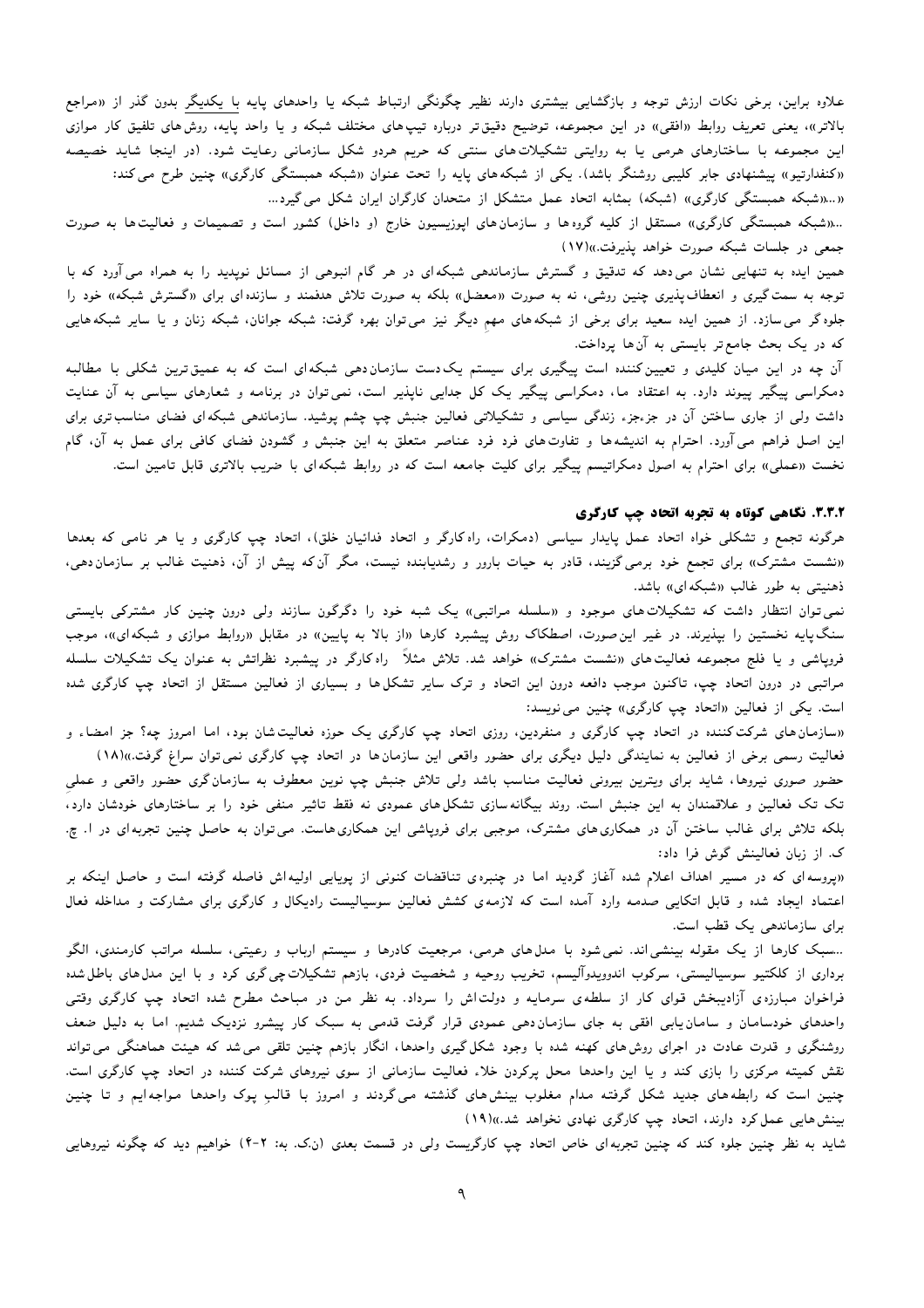علاوه براین، برخی نکات ارزش توجه و بازگشایی بیشتری دارند نظیر چگونگی ارتباط شبکه یا واحدهای پایه با یکدیگر بدون گذر از «مراجع بالاتر»، یعنی تعریف روابط «افقی» در این مجموعه، توضیح دقیق‌تر درباره تیپ‌های مختلف شبکه و یا واحد پایه، روش‌های تلفیق کار موازی این مجموعه با ساختارهای هرمی یا به روایتی تشکیلات‌های سنتی که حریم هردو شکل سازمانی رعایت شود. (در اینجا شاید خصیصه «کنفدارتیو» پیشنهادی جابر کلیبی روشنگر باشد). یکی از شبکه‌های پایه را تحت عنوان «شبکه همبستگی کارگری» چنین طرح می‌کند:

«...«شبکه همبستگی کارگری» (شبکه) بمثابه اتحاد عمل متشکل از متحدان کارگران ایران شکل می‌گیرد...

...«شبکه همبستگی کارگری» مستقل از کلیه گروه‌ها و سازمان‌های اپوزیسیون خارج (و داخل) کشور است و تصمیمات و فعالیت‌ها به صورت جمعی در جلسات شبکه صورت خواهد پذیرفت.»(۱۷)

همین ایده به تنهایی نشان می‌دهد که تدقیق و گسترش سازماندهی شبکه‌ای در هر گام انبوهی از مسائل نوپدید را به همراه می‌آورد که با توجه به سمت‌گیری و انعطاف‌پذیری چنین روشی، نه به صورت «معضل» بلکه به صورت تلاش هدفمند و سازنده‌ای برای «گسترش شبکه» خود را جلوه‌گر می‌سازد. از همین ایده سعید برای برخی از شبکه‌های مهمِ دیگر نیز می‌توان بهره گرفت: شبکه جوانان، شبکه زنان و یا سایر شبکه‌هایی که در یک بحث جامع‌تر بایستی به آن‌ها پرداخت.

آن چه در این میان کلیدی و تعیین‌کننده است پیگیری برای سیستم یک‌دست سازمان‌دهی شبکه‌ای است که به عمیق‌ترین شکلی با مطالبه دمکراسی پیگیر پیوند دارد. به اعتقاد ما، دمکراسی پیگیر یک کل جدایی ناپذیر است، نمی‌توان در برنامه و شعارهای سیاسی به آن عنایت داشت ولی از جاری ساختن آن در جزءجزء زندگی سیاسی و تشکیلاتی فعالین جنبش چپ چشم پوشید. سازماندهی شبکه‌ای فضای مناسب‌تری برای این اصل فراهم می‌آورد. احترام به اندیشه‌ها و تفاوت‌های فرد فرد عناصر متعلق به این جنبش و گشودن فضای کافی برای عمل به آن، گام نخست «عملی» برای احترام به اصول دمکراتیسم پیگیر برای کلیت جامعه است که در روابط شبکه‌ای با ضریب بالاتری قابل تامین است.

### ۳.۳.۲. نگاهی کوتاه به تجربه اتحاد چپ کارگری

هرگونه تجمع و تشکلی خواه اتحاد عمل پایدار سیاسی (دمکرات، راه‌کارگر و اتحاد فدائیان خلق)، اتحاد چپ کارگری و یا هر نامی که بعدها «نشست مشترک» برای تجمع خود برمی‌گزینند، قادر به حیات بارور و رشدیابنده نیست، مگر آن‌که پیش از آن، ذهنیت غالب بر سازمان‌دهی، ذهنیتی به طور غالب «شبکه‌ای» باشد.

نمی‌توان انتظار داشت که تشکیلات‌های موجود و «سلسله مراتبی» یک شبه خود را دگرگون سازند ولی درون چنین کار مشترکی بایستی سنگ‌پایه نخستین را بپذیرند. در غیر این‌صورت، اصطکاک روش پیشبرد کارها «از بالا به پایین» در مقابل «روابط موازی و شبکه‌ای»، موجب فروپاشی و یا فلج مجموعه فعالیت‌های «نشست مشترک» خواهد شد. تلاش مثلاً راه‌کارگر در پیشبرد نظراتش به عنوان یک تشکیلات سلسله مراتبی در درون اتحاد چپ، تاکنون موجب دافعه درون این اتحاد و ترک سایر تشکل‌ها و بسیاری از فعالین مستقل از اتحاد چپ کارگری شده است. یکی از فعالین «اتحاد چپ کارگری» چنین می‌نویسد:

«سازمان‌های شرکت‌کننده در اتحاد چپ کارگری و منفردین، روزی اتحاد چپ کارگری یک حوزه فعالیت‌شان بود، اما امروز چه؟ جز امضاء و فعالیت رسمی برخی از فعالین به نمایندگی دلیل دیگری برای حضور واقعی این سازمان‌ها در اتحاد چپ کارگری نمی‌توان سراغ گرفت.»(۱۸)

حضور صوری نیروها، شاید برای ویترین بیرونی فعالیت مناسب باشد ولی تلاش جنبش چپ نوین معطوف به سازمان‌گری حضور واقعی و عملیِ تک تک فعالین و علاقمندان به این جنبش است. روند بیگانه‌سازی تشکل‌های عمودی نه فقط تاثیر منفی خود را بر ساختارهای خودشان دارد، بلکه تلاش برای غالب ساختن آن در همکاری‌های مشترک، موجبی برای فروپاشی این همکاری‌هاست. می‌توان به حاصل چنین تجربه‌ای در ا. چ. ک. از زبان فعالینش گوش فرا داد:

«پروسه‌ای که در مسیر اهداف اعلام شده آغاز گردید اما در چنبره‌ی تناقضات کنونی از پویایی اولیه‌اش فاصله گرفته است و حاصل اینکه بر اعتماد ایجاد شده و قابل اتکایی صدمه وارد آمده است که لازمه‌ی کشش فعالین سوسیالیست رادیکال و کارگری برای مشارکت و مداخله فعال برای سازماندهی یک قطب است.

...سبک کارها از یک مقوله بینشی‌اند. نمی‌شود با مدل‌های هرمی، مرجعیت کادرها و سیستم ارباب و رعیتی، سلسله مراتب کارمندی، الگو برداری از کلکتیو سوسیالیستی، سرکوب اندوویدوآلیسم، تخریب روحیه و شخصیت فردی، بازهم تشکیلات چی‌گری کرد و با این مدل‌های باطل‌شده فراخوان مبارزه‌ی آزادیبخش قوای کار از سلطه‌ی سرمایه و دولت‌اش را سرداد. به نظر من در مباحث مطرح شده اتحاد چپ کارگری وقتی واحدهای خودسامان و سامان‌یابی افقی به جای سازمان‌دهی عمودی قرار گرفت قدمی به سبک کار پیشرو نزدیک شدیم. اما به دلیل ضعف روشنگری و قدرت عادت در اجرای روش‌های کهنه شده با وجود شکل‌گیری واحدها، انگار بازهم چنین تلقی می‌شد که هیئت هماهنگی می‌تواند نقش کمیته مرکزی را بازی کند و یا این واحدها محل پرکردن خلاء فعالیت سازمانی از سوی نیروهای شرکت کننده در اتحاد چپ کارگری است. چنین است که رابطه‌های جدید شکل گرفته مدام مغلوب بینش‌های گذشته می‌گردند و امروز با قالبِ پوک واحدها مواجه‌ایم و تا چنین بینش‌هایی عمل‌کرد دارند، اتحاد چپ کارگری نهادی نخواهد شد.»(۱۹)

شاید به نظر چنین جلوه کند که چنین تجربه‌ای خاص اتحاد چپ کارگریست ولی در قسمت بعدی (ن.ک. به: ۲-۴) خواهیم دید که چگونه نیروهایی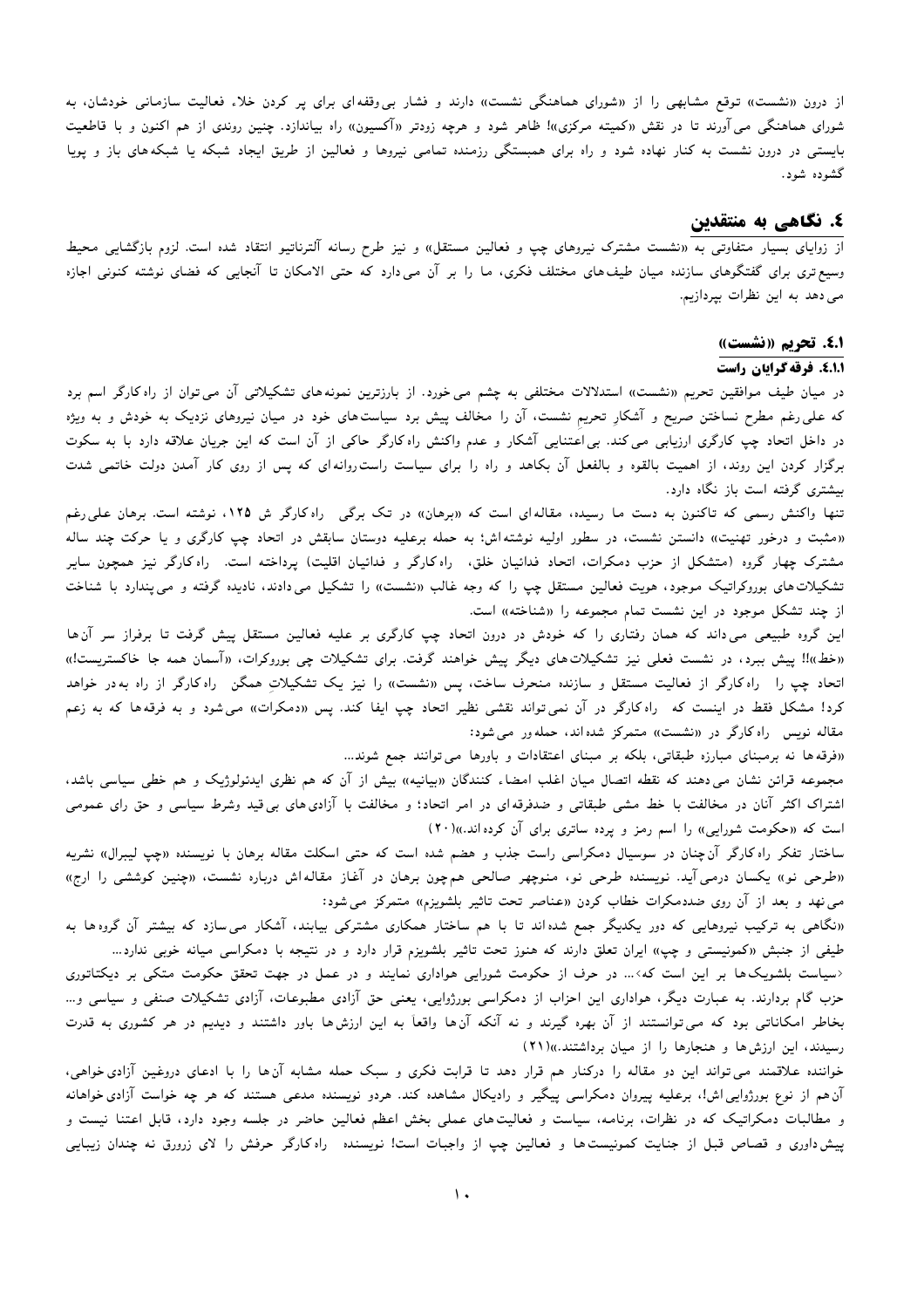از درون «نشست» توقع مشابهی را از «شورای هماهنگی نشست» دارند و فشار بی‌وقفه‌ای برای پر کردن خلاء فعالیت سازمانی خودشان، به شورای هماهنگی می‌آورند تا در نقش «کمیته مرکزی»! ظاهر شود و هرچه زودتر «آکسیون» راه بیاندازد. چنین روندی از هم اکنون و با قاطعیت بایستی در درون نشست به کنار نهاده شود و راه برای همبستگی رزمنده تمامی نیروها و فعالین از طریق ایجاد شبکه یا شبکه‌های باز و پویا گشوده شود.

## ٤. نگاهی به منتقدین

از زوایای بسیار متفاوتی به «نشست مشترک نیروهای چپ و فعالین مستقل» و نیز طرح رسانه آلترناتیو انتقاد شده است. لزوم بازگشایی محیط وسیع‌تری برای گفتگوهای سازنده میان طیف‌های مختلف فکری، ما را بر آن می‌دارد که حتی الامکان تا آنجایی که فضای نوشته کنونی اجازه می‌دهد به این نظرات بپردازیم.

### ٤.١. تحریم «نشست»

#### ٤.١.١. فرقه گرایان راست

در میان طیف موافقین تحریم «نشست» استدلالات مختلفی به چشم می‌خورد. از بارزترین نمونه‌های تشکیلاتی آن می‌توان از راه‌کارگر اسم برد که علی‌رغم مطرح نساختن صریح و آشکارِ تحریمِ نشست، آن را مخالف پیش برد سیاست‌های خود در میان نیروهای نزدیک به خودش و به ویژه در داخل اتحاد چپ کارگری ارزیابی می‌کند. بی‌اعتنایی آشکار و عدم واکنش راه‌کارگر حاکی از آن است که این جریان علاقه دارد با به سکوت برگزار کردن این روند، از اهمیت بالقوه و بالفعل آن بکاهد و راه را برای سیاست راست‌روانه‌ای که پس از روی کار آمدن دولت خاتمی شدت بیشتری گرفته است باز نگاه دارد.

تنها واکنش رسمی که تاکنون به دست ما رسیده، مقاله‌ای است که «برهان» در تک برگی راه‌کارگر ش ۱۲۵، نوشته است. برهان علی‌رغم «مثبت و درخور تهنیت» دانستن نشست، در سطور اولیه نوشته‌اش؛ به حمله برعلیه دوستان سابقش در اتحاد چپ کارگری و یا حرکت چند ساله مشترک چهار گروه (متشکل از حزب دمکرات، اتحاد فدائیان خلق، راه‌کارگر و فدائیان اقلیت) پرداخته است. راه‌کارگر نیز همچون سایر تشکیلات‌های بوروکراتیک موجود، هویت فعالین مستقل چپ را که وجه غالب «نشست» را تشکیل می‌دادند، نادیده گرفته و می‌پندارد با شناخت از چند تشکل موجود در این نشست تمام مجموعه را «شناخته» است.

این گروه طبیعی می‌داند که همان رفتاری را که خودش در درون اتحاد چپ کارگری بر علیه فعالین مستقل پیش گرفت تا برفراز سر آن‌ها «خط»!! پیش ببرد، در نشست فعلی نیز تشکیلات‌های دیگر پیش خواهند گرفت. برای تشکیلات چپ بوروکرات، «آسمان همه جا خاکستریست!» اتحاد چپ را راه‌کارگر از فعالیت مستقل و سازنده منحرف ساخت، پس «نشست» را نیز یک تشکیلاتِ همگن راه‌کارگر از راه به‌در خواهد کرد! مشکل فقط در اینست که راه‌کارگر در آن نمی‌تواند نقشی نظیر اتحاد چپ ایفا کند. پس «دمکرات» می‌شود و به فرقه‌ها که به زعم مقاله نویس راه‌کارگر در «نشست» متمرکز شده‌اند، حمله‌ور می‌شود:

«فرقه‌ها نه برمبنای مبارزه طبقاتی، بلکه بر مبنای اعتقادات و باورها می‌توانند جمع شوند...

مجموعه قرائن نشان می‌دهند که نقطه اتصال میان اغلب امضاء کنندگان «بیانیه» بیش از آن که هم نظری ایدئولوژیک و هم خطی سیاسی باشد، اشتراک اکثر آنان در مخالفت با خط مشی طبقاتی و ضدفرقه‌ای در امر اتحاد؛ و مخالفت با آزادی‌های بی‌قید وشرط سیاسی و حق رای عمومی است که «حکومت شورایی» را اسم رمز و پرده ساتری برای آن کرده‌اند.»(۲۰)

ساختار تفکر راه‌کارگر آن‌چنان در سوسیال دمکراسی راست جذب و هضم شده است که حتی اسکلت مقاله برهان با نویسنده «چپ لیبرال» نشریه «طرحی نو» یکسان درمی‌آید. نویسنده طرحی نو، منوچهر صالحی هم‌چون برهان در آغاز مقاله‌اش درباره نشست، «چنین کوششی را ارج» می‌نهد و بعد از آن روی ضددمکرات خطاب کردن «عناصر تحت تاثیر بلشویزم» متمرکز می‌شود:

«نگاهی به ترکیب نیروهایی که دور یکدیگر جمع شده‌اند تا با هم ساختار همکاری مشترکی بیابند، آشکار می‌سازد که بیشتر آن گروه‌ها به طیفی از جنبش «کمونیستی و چپ» ایران تعلق دارند که هنوز تحت تاثیر بلشویزم قرار دارد و در نتیجه با دمکراسی میانه خوبی ندارد...

‹سیاست بلشویک‌ها بر این است که›... در حرف از حکومت شورایی هواداری نمایند و در عمل در جهت تحقق حکومت متکی بر دیکتاتوری حزب گام بردارند. به عبارت دیگر، هواداری این احزاب از دمکراسی بورژوایی، یعنی حق آزادی مطبوعات، آزادی تشکیلات صنفی و سیاسی و... بخاطر امکاناتی بود که می‌توانستند از آن بهره گیرند و نه آنکه آن‌ها واقعاً به این ارزش‌ها باور داشتند و دیدیم در هر کشوری به قدرت رسیدند، این ارزش‌ها و هنجارها را از میان برداشتند.»(۲۱)

خواننده علاقمند می‌تواند این دو مقاله را درکنار هم قرار دهد تا قرابت فکری و سبک حمله مشابه آن‌ها را با ادعای دروغین آزادی‌خواهی، آن‌هم از نوع بورژوایی‌اش!، برعلیه پیروان دمکراسی پیگیر و رادیکال مشاهده کند. هردو نویسنده مدعی هستند که هر چه خواست آزادی‌خواهانه و مطالبات دمکراتیک که در نظرات، برنامه، سیاست و فعالیت‌های عملی بخش اعظم فعالین حاضر در جلسه وجود دارد، قابل اعتنا نیست و پیش‌داوری و قصاص قبل از جنایت کمونیست‌ها و فعالین چپ از واجبات است! نویسنده راه‌کارگر حرفش را لای زرورق نه چندان زیبایی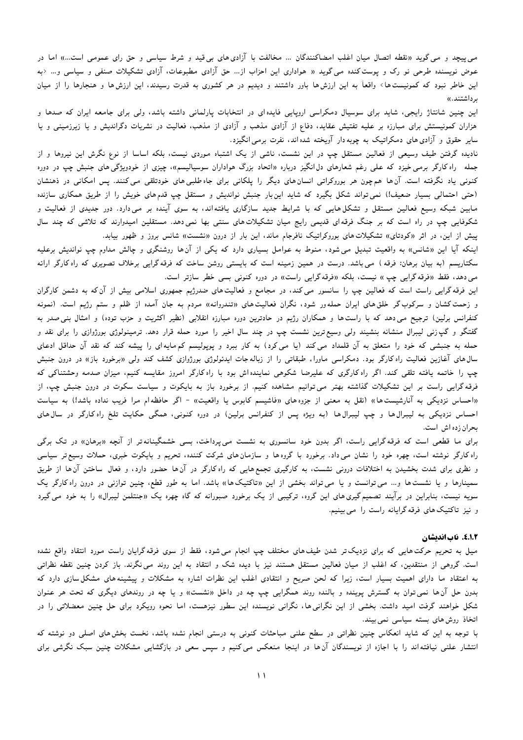می‌پیچد و می‌گوید «نقطه اتصال میان اغلب امضاکنندگان ... مخالفت با آزادی‌های بی‌قید و شرط سیاسی و حق رای عمومی است...» اما در عوض نویسنده طرحی نو رک و پوست‌کنده می‌گوید « هواداری این احزاب از... حق آزادی مطبوعات، آزادی تشکیلات صنفی و سیاسی و... ‹به این خاطر نبود که کمونیست‌ها› واقعاً به این ارزش‌ها باور داشتند و دیدیم در هر کشوری به قدرت رسیدند، این ارزش‌ها و هنجارها را از میان برداشتند.»

این چنین شانتاژ رایجی، شاید برای سوسیال دمکراسی اروپایی فایده‌ای در انتخابات پارلمانی داشته باشد، ولی برای جامعه ایران که صدها و هزاران کمونیستش برای مبارزه بر علیه تفتیش عقاید، دفاع از آزادی مذهب و آزادی از مذهب، فعالیت در نشریات دگراندیش و یا زیرزمینی و یا سایر حقوق و آزادی‌های دمکراتیک به چوبه‌دار آویخته شده‌اند، نفرت برمی‌انگیزد.

نادیده گرفتن طیف وسیعی از فعالین مستقل چپ در این نشست، ناشی از یک اشتباه موردی نیست، بلکه اساسا از نوع نگرش این نیروها و از جمله راه‌کارگر برمی‌خیزد که علی رغم شعارهای دل‌انگیز درباره «اتحاد بزرگ هواداران سوسیالیسم»، چیزی از خودویژگی‌های جنبش چپ در دوره کنونی یاد نگرفته است. آن‌ها هم‌چون هر بوروکراتی انسان‌های دیگر را پلکانی برای جاه‌طلبی‌های خودتلقی می‌کنند. پس امکانی در ذهنشان (حتی احتمالی بسیار ضعیف!) نمی‌تواند شکل بگیرد که شاید این‌بار جنبش نواندیش و مستقل چپ قدم‌های خویش را از طریق همکاری سازنده مابین شبکه وسیع فعالین مستقل و تشکل‌هایی که با شرایط جدید سازگاری یافته‌اند، به سوی آینده بر می‌دارد. دور جدیدی از فعالیت و شکوفایی چپ در راه است که بر جنگ فرقه‌ای قدیمی رایج میان تشکیلات‌های سنتی بها نمی‌دهد. مستقلین امیدوارند که تلاشی که چند سال پیش از این، در اثر «کودتای» تشکیلات‌های بوروکراتیک نافرجام ماند، این‌بار از درون «نشست» شانس بروز و ظهور بیابد.

اینکه آیا این «شانس» به واقعیت تبدیل می‌شود، منوط به عوامل بسیاری دارد که یکی از آن‌ها روشنگری و چالش مداوم چپ نواندیش برعلیه سکتاریسم (به بیان برهان: فرقه) می‌باشد. درست در همین زمینه است که بایستی روشن ساخت که فرقه‌گرایی برخلاف تصویری که راه‌کارگر ارائه می‌دهد، فقط «فرقه‌گرایی چپ» نیست، بلکه «فرقه‌گرایی راست» در دوره کنونی بسی خطر سازتر است.

این فرقه‌گرایی راست است که فعالین چپ را سانسور می‌کند، در مجامع و فعالیت‌های ضدرژیم جمهوری اسلامی بیش از آن‌که به دشمن کارگران و زحمت‌کشان و سرکوب‌گر خلق‌های ایران حمله‌ور شود، نگران فعالیت‌های «تندروانه» مردم به جان آمده از ظلم و ستم رژیم است. (نمونه کنفرانس برلین) ترجیح می‌دهد که با راست‌ها و همکاران رژیم در حادترین دوره مبارزه انقلابی (نظیر اکثریت و حزب توده) و امثال بنی‌صدر به گفتگو و گپ‌زنی لیبرال منشانه بنشیند ولی وسیع‌ترین نشست چپ در چند سال اخیر را مورد حمله قرار دهد. ترمینولوژی بورژوازی را برای نقد و حمله به جنبشی که خود را متعلق به آن قلمداد می‌کند (یا می‌کرد) به کار ببرد و پوپولیسم کم‌مایه‌ای را پیشه کند که نقد آن حداقل ادعای سال‌های آغازین فعالیت راه‌کارگر بود. دمکراسی ماوراء طبقاتی را از زباله‌جات ایدئولوژی بورژوازی کشف کند ولی «برخورد باز» در درون جنبش چپ را خاتمه یافته تلقی کند. اگر راه‌کارگری که علیرضا شکوهی نماینده‌اش بود با راه‌کارگر امروز مقایسه کنیم، میزان صدمه وحشتناکی که فرقه‌گرایی راست بر این تشکیلات گذاشته بهتر می‌توانیم مشاهده کنیم. از برخورد باز به بایکوت و سیاست سکوت در درون جنبش چپ، از «احساس نزدیکی به آنارشیست‌ها» (نقل به معنی از جزوه‌های «فاشیسم کابوس یا واقعیت» - اگر حافظه‌ام مرا فریب نداده باشد!) به سیاست احساس نزدیکی به لیبرال‌ها و چپ لیبرال‌ها (به ویژه پس از کنفرانس برلین) در دوره کنونی، همگی حکایت تلخ راه‌کارگر در سال‌های بحران‌زده‌اش است.

برای ما قطعی است که فرقه‌گرایی راست، اگر بدون خود سانسوری به نشست می‌پرداخت، بسی خشمگینانه‌تر از آنچه «برهان» در تک برگی راه‌کارگر نوشته است، چهره خود را نشان می‌داد. برخورد با گروه‌ها و سازمان‌های شرکت کننده، تحریم و بایکوت خبری، حملات وسیع‌تر سیاسی و نظری برای شدت بخشیدن به اختلافات درونی نشست، به کارگیری تجمع‌هایی که راه‌کارگر در آن‌ها حضور دارد، و فعال ساختن آن‌ها از طریق سمینارها و یا نشست‌ها و... می‌توانست و یا می‌تواند بخشی از این «تاکتیک‌ها» باشد. اما به طور قطع، چنین توازنی در درون راه‌کارگر یک سویه نیست، بنابراین در برآیند تصمیم‌گیری‌های این گروه، ترکیبی از یک برخورد صبورانه که گاه چهره یک «جنتلمن لیبرال» را به خود می‌گیرد و نیز تاکتیک‌های فرقه‌گرایانه راست را می‌بینیم.

#### ۴.۱.۲. ناب‌اندیشان

میل به تحریم حرکت‌هایی که برای نزدیک‌تر شدن طیف‌های مختلف چپ انجام می‌شود، فقط از سوی فرقه‌گرایان راست مورد انتقاد واقع نشده است. گروهی از منتقدین، که اغلب از میان فعالین مستقل هستند نیز با دیده شک و انتقاد به این روند می‌نگرند. باز کردن چنین نقطه نظراتی به اعتقاد ما دارای اهمیت بسیار است، زیرا که لحن صریح و انتقادی اغلب این نظرات اشاره به مشکلات و پیشینه‌های مشکل‌سازی دارد که بدون حل آن‌ها نمی‌توان به گسترش پوینده و بالنده روند همگرایی چپ چه در داخل «نشست» و یا چه در روندهای دیگری که تحت هر عنوان شکل خواهند گرفت امید داشت. بخشی از این نگرانی‌ها، نگرانی نویسنده این سطور نیزهست، اما نحوه رویکرد برای حل چنین معضلاتی را در اتخاذ روش‌های بسته سیاسی نمی‌بیند.

با توجه به این که شاید انعکاس چنین نظراتی در سطح علنی مباحثات کنونی به درستی انجام نشده باشد، نخست بخش‌های اصلی دو نوشته که انتشار علنی نیافته‌اند را با اجازه از نویسندگان آن‌ها در اینجا منعکس می‌کنیم و سپس سعی در بازگشایی مشکلات چنین سبک نگرشی برای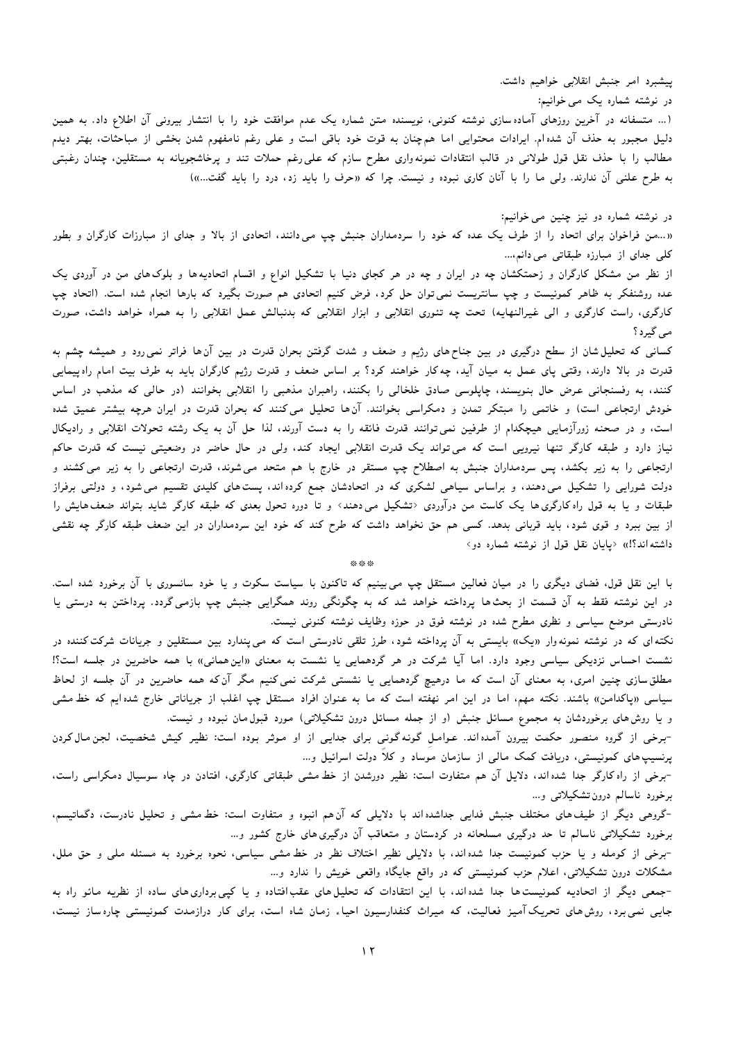پیشبرد امر جنبش انقلابی خواهیم داشت.

در نوشته شماره یک می‌خوانیم:

(... متسفانه در آخرین روزهای آماده‌سازی نوشته کنونی، نویسنده متن شماره یک عدم موافقت خود را با انتشار بیرونی آن اطلاع داد. به همین دلیل مجبور به حذف آن شده‌ام. ایرادات محتوایی اما هم‌چنان به قوت خود باقی است و علی رغم نامفهوم شدن بخشی از مباحثات، بهتر دیدم مطالب را با حذف نقل قول طولانی در قالب انتقادات نمونه‌واری مطرح سازم که علی‌رغم حملات تند و پرخاشجویانه به مستقلین، چندان رغبتی به طرح علنی آن ندارند. ولی ما را با آنان کاری نبوده و نیست. چرا که «حرف را باید زد، درد را باید گفت...»)

در نوشته شماره دو نیز چنین می‌خوانیم:

«...من فراخوان برای اتحاد را از طرف یک عده که خود را سردمداران جنبش چپ می‌دانند، اتحادی از بالا و جدای از مبارزات کارگران و بطور کلی جدای از مبارزه طبقاتی می‌دانم،...

از نظر من مشکل کارگران و زحمتکشان چه در ایران و چه در هر کجای دنیا با تشکیل انواع و اقسام اتحادیه‌ها و بلوک‌های من در آوردی یک عده روشنفکر به ظاهر کمونیست و چپ سانتریست نمی‌توان حل کرد، فرض کنیم اتحادی هم صورت بگیرد که بارها انجام شده است. (اتحاد چپ کارگری، راست کارگری و الی غیرالنهایه) تحت چه تئوری انقلابی و ابزار انقلابی که بدنبالش عمل انقلابی را به همراه خواهد داشت، صورت می‌گیرد؟

کسانی که تحلیل‌شان از سطح درگیری در بین جناح‌های رژیم و ضعف و شدت گرفتن بحران قدرت در بین آن‌ها فراتر نمی‌رود و همیشه چشم به قدرت در بالا دارند، وقتی پای عمل به میان آید، چه‌کار خواهند کرد؟ بر اساس ضعف و قدرت رژیم کارگران باید به طرف بیت امام راه‌پیمایی کنند، به رفسنجانی عرض حال بنویسند، چاپلوسی صادق خلخالی را بکنند، راهبران مذهبی را انقلابی بخوانند (در حالی که مذهب در اساس خودش ارتجاعی است) و خاتمی را مبتکر تمدن و دمکراسی بخوانند. آن‌ها تحلیل می‌کنند که بحران قدرت در ایران هرچه بیشتر عمیق شده است، و در صحنه زورآزمایی هیچکدام از طرفین نمی‌توانند قدرت فائقه را به دست آورند، لذا حل آن به یک رشته تحولات انقلابی و رادیکال نیاز دارد و طبقه کارگر تنها نیرویی است که می‌تواند یک قدرت انقلابی ایجاد کند، ولی در حال حاضر در وضعیتی نیست که قدرت حاکم ارتجاعی را به زیر بکشد، پس سردمداران جنبش به اصطلاح چپ مستقر در خارج با هم متحد می‌شوند، قدرت ارتجاعی را به زیر می‌کشند و دولت شورایی را تشکیل می‌دهند، و براساس سیاهی لشکری که در اتحادشان جمع کرده‌اند، پست‌های کلیدی تقسیم می‌شود، و دولتی برفراز طبقات و یا به قول راه‌کارگری‌ها یک کاست من درآوردی ‹تشکیل می‌دهند› و تا دوره تحول بعدی که طبقه کارگر شاید بتواند ضعف‌هایش را از بین ببرد و قوی شود، باید قربانی بدهد. کسی هم حق نخواهد داشت که طرح کند که خود این سردمداران در این ضعف طبقه کارگر چه نقشی داشته‌اند؟!» ‹پایان نقل قول از نوشته شماره دو›

***

با این نقل قول، فضای دیگری را در میان فعالین مستقل چپ می‌بینیم که تاکنون با سیاست سکوت و یا خود سانسوری با آن برخورد شده است. در این نوشته فقط به آن قسمت از بحث‌ها پرداخته خواهد شد که به چگونگی روند همگرایی جنبش چپ بازمی‌گردد. پرداختن به درستی یا نادرستی موضع سیاسی و نظری مطرح شده در نوشته فوق در حوزه وظایف نوشته کنونی نیست.

نکته‌ای که در نوشته نمونه‌وار «یک» بایستی به آن پرداخته شود، طرز تلقی نادرستی است که می‌پندارد بین مستقلین و جریانات شرکت‌کننده در نشست احساس نزدیکی سیاسی وجود دارد. اما آیا شرکت در هر گردهمایی یا نشست به معنای «این‌همانی» با همه حاضرین در جلسه است؟! مطلق‌سازی چنین امری، به معنای آن است که ما درهیچ گردهمایی یا نشستی شرکت نمی‌کنیم مگر آن‌که همه حاضرین در آن جلسه از لحاظ سیاسی «پاکدامن» باشند. نکته مهم، اما در این امر نهفته است که ما به عنوان افراد مستقل چپ اغلب از جریاناتی خارج شده‌ایم که خط مشی و یا روش‌های برخوردشان به مجموع مسائل جنبش (و از جمله مسائل درون تشکیلاتی) مورد قبول‌مان نبوده و نیست.

-برخی از گروه منصور حکمت بیرون آمده‌اند. عوامل گونه‌گونی برای جدایی از او موثر بوده است: نظیر کیش شخصیت، لجن‌مال‌کردن پرنسیپ‌های کمونیستی، دریافت کمک مالی از سازمان موساد و کلاً دولت اسرائیل و...

-برخی از راه‌کارگر جدا شده‌اند، دلایل آن هم متفاوت است: نظیر دورشدن از خط مشی طبقاتی کارگری، افتادن در چاه سوسیال دمکراسی راست، برخورد ناسالم درون‌تشکیلاتی و...

-گروهی دیگر از طیف‌های مختلف جنبش فدایی جداشده‌اند با دلایلی که آن‌هم انبوه و متفاوت است: خط‌مشی و تحلیل نادرست، دگماتیسم، برخورد تشکیلاتی ناسالم تا حد درگیری مسلحانه در کردستان و متعاقب آن درگیری‌های خارج کشور و...

-برخی از کومله و یا حزب کمونیست جدا شده‌اند، با دلایلی نظیر اختلاف نظر در خط‌مشی سیاسی، نحوه برخورد به مسئله ملی و حق ملل، مشکلات درون تشکیلاتی، اعلام حزب کمونیستی که در واقع جایگاه واقعی خویش را ندارد و...

-جمعی دیگر از اتحادیه کمونیست‌ها جدا شده‌اند، با این انتقادات که تحلیل‌های عقب‌افتاده و یا کپی‌برداری‌های ساده از نظریه مائو راه به جایی نمی‌برد، روش‌های تحریک‌آمیز فعالیت، که میراث کنفدراسیون احیاء زمان شاه است، برای کار درازمدت کمونیستی چاره‌ساز نیست،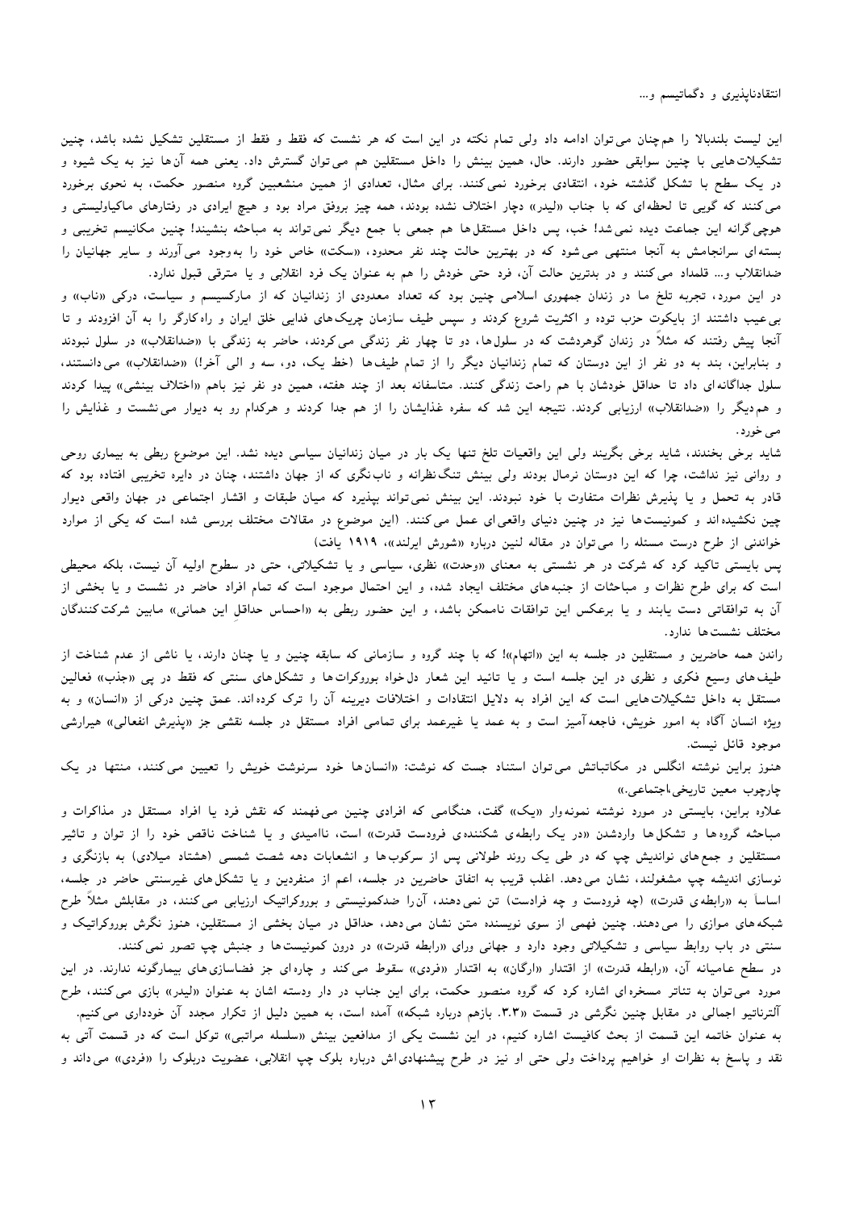این لیست بلندبالا را همچنان می‌توان ادامه داد ولی تمام نکته در این است که هر نشست که فقط و فقط از مستقلین تشکیل نشده باشد، چنین تشکیلاتهایی با چنین سوابقی حضور دارند. حال، همین بینش را داخل مستقلین هم می‌توان گسترش داد. یعنی همه آن‌ها نیز به یک شیوه و در یک سطح با تشکل گذشته خود، انتقادی برخورد نمی‌کنند. برای مثال، تعدادی از همین منشعبین گروه منصور حکمت، به نحوی برخورد می‌کنند که گویی تا لحظه‌ای که با جناب «لیدر» دچار اختلاف نشده بودند، همه چیز بروفق مراد بود و هیچ ایرادی در رفتارهای ماکیاولیستی و هوچی‌گرانه این جماعت دیده نمی‌شد! خب، پس داخل مستقل‌ها هم جمعی با جمع دیگر نمی‌تواند به مباحثه بنشیند! چنین مکانیسم تخریبی و بسته‌ای سرانجامش به آنجا منتهی می‌شود که در بهترین حالت چند نفر محدود، «سکت» خاص خود را به‌وجود می‌آورند و سایر جهانیان را ضدانقلاب و... قلمداد می‌کنند و در بدترین حالت آن، فرد حتی خودش را هم به عنوان یک فرد انقلابی و یا مترقی قبول ندارد.

در این مورد، تجربه تلخ ما در زندان جمهوری اسلامی چنین بود که تعداد معدودی از زندانیان که از مارکسیسم و سیاست، درکی «ناب» و بی‌عیب داشتند از بایکوت حزب توده و اکثریت شروع کردند و سپس طیف سازمان چریک‌های فدایی خلق ایران و راه‌کارگر را به آن افزودند و تا آنجا پیش رفتند که مثلاً در زندان گوهردشت که در سلول‌ها، دو تا چهار نفر زندگی می‌کردند، حاضر به زندگی با «ضدانقلاب» در سلول نبودند و بنابراین، بند به دو نفر از این دوستان که تمام زندانیان دیگر را از تمام طیف‌ها (خط یک، دو، سه و الی آخرا) «ضدانقلاب» می‌دانستند، سلول جداگانه‌ای داد تا حداقل خودشان با هم راحت زندگی کنند. متاسفانه بعد از چند هفته، همین دو نفر نیز باهم «اختلاف بینشی» پیدا کردند و هم‌دیگر را «ضدانقلاب» ارزیابی کردند. نتیجه این شد که سفره غذایشان را از هم جدا کردند و هرکدام رو به دیوار می‌نشست و غذایش را می‌خورد.

شاید برخی بخندند، شاید برخی بگریند ولی این واقعیات تلخ تنها یک بار در میان زندانیان سیاسی دیده نشد. این موضوع ربطی به بیماری روحی و روانی نیز نداشت، چرا که این دوستان نرمال بودند ولی بینش تنگ‌نظرانه و ناب‌نگری که از جهان داشتند، چنان در دایره تخریبی افتاده بود که قادر به تحمل و یا پذیرش نظرات متفاوت با خود نبودند. این بینش نمی‌تواند بپذیرد که میان طبقات و اقشار اجتماعی در جهان واقعی دیوار چین نکشیده‌اند و کمونیست‌ها نیز در چنین دنیای واقعی‌ای عمل می‌کنند. (این موضوع در مقالات مختلف بررسی شده است که یکی از موارد خواندنی از طرح درست مسئله را می‌توان در مقاله لنین درباره «شورش ایرلند»، ۱۹۱۹ یافت)

پس بایستی تاکید کرد که شرکت در هر نشستی به معنای «وحدت» نظری، سیاسی و یا تشکیلاتی، حتی در سطوح اولیه آن نیست، بلکه محیطی است که برای طرح نظرات و مباحثات از جنبه‌های مختلف ایجاد شده، و این احتمال موجود است که تمام افراد حاضر در نشست و یا بخشی از آن به توافقاتی دست یابند و یا برعکس این توافقات ناممکن باشد، و این حضور ربطی به «احساس حداقل این همانی» مابین شرکت‌کنندگان مختلف نشست‌ها ندارد.

راندن همه حاضرین و مستقلین در جلسه به این «اتهام»! که با چند گروه و سازمانی که سابقه چنین و یا چنان دارند، یا ناشی از عدم شناخت از طیف‌های وسیع فکری و نظری در این جلسه است و یا تائید این شعار دل‌خواه بوروکرات‌ها و تشکل‌های سنتی که فقط در پی «جذب» فعالین مستقل به داخل تشکیلات‌هایی است که این افراد به دلایل انتقادات و اختلافات دیرینه آن را ترک کرده‌اند. عمق چنین درکی از «انسان» و به ویژه انسان آگاه به امور خویش، فاجعه‌آمیز است و به عمد یا غیرعمد برای تمامی افراد مستقل در جلسه نقشی جز «پذیرش انفعالی» هیرارشی موجود قائل نیست.

هنوز براین نوشته انگلس در مکاتباتش می‌توان استناد جست که نوشت: «انسان‌ها خود سرنوشت خویش را تعیین می‌کنند، منتها در یک چارچوب معین تاریخی‌ـاجتماعی.»

علاوه براین، بایستی در مورد نوشته نمونه‌وار «یک» گفت، هنگامی که افرادی چنین می‌فهمند که نقش فرد یا افراد مستقل در مذاکرات و مباحثه گروه‌ها و تشکل‌ها واردشدن «در یک رابطه‌ی شکننده‌ی فرودست قدرت» است، ناامیدی و یا شناخت ناقص خود را از توان و تاثیر مستقلین و جمع‌های نواندیش چپ که در طی یک روند طولانی پس از سرکوب‌ها و انشعابات دهه شصت شمسی (هشتاد میلادی) به بازنگری و نوسازی اندیشه چپ مشغولند، نشان می‌دهد. اغلب قریب به اتفاق حاضرین در جلسه، اعم از منفردین و یا تشکل‌های غیرسنتی حاضر در جلسه، اساساً به «رابطه‌ی قدرت» (چه فرودست و چه فرادست) تن نمی‌دهند، آن‌را ضدکمونیستی و بوروکراتیک ارزیابی می‌کنند، در مقابلش مثلاً طرح شبکه‌های موازی را می‌دهند. چنین فهمی از سوی نویسنده متن نشان می‌دهد، حداقل در میان بخشی از مستقلین، هنوز نگرش بوروکراتیک و سنتی در باب روابط سیاسی و تشکیلاتی وجود دارد و جهانی ورای «رابطه قدرت» در درون کمونیست‌ها و جنبش چپ تصور نمی‌کنند.

در سطح عامیانه آن، «رابطه قدرت» از اقتدار «ارگان» به اقتدار «فردی» سقوط می‌کند و چاره‌ای جز فضاسازی‌های بیمارگونه ندارند. در این مورد می‌توان به تئاتر مسخره‌ای اشاره کرد که گروه منصور حکمت، برای این جناب در دار ودسته اشان به عنوان «لیدر» بازی می‌کنند، طرح آلترناتیو اجمالی در مقابل چنین نگرشی در قسمت «۳.۳. بازهم درباره شبکه» آمده است، به همین دلیل از تکرار مجدد آن خودداری می‌کنیم.

به عنوان خاتمه این قسمت از بحث کافیست اشاره کنیم، در این نشست یکی از مدافعین بینش «سلسله مراتبی» توکل است که در قسمت آتی به نقد و پاسخ به نظرات او خواهیم پرداخت ولی حتی او نیز در طرح پیشنهادی‌اش درباره بلوک چپ انقلابی، عضویت دربلوک را «فردی» می‌داند و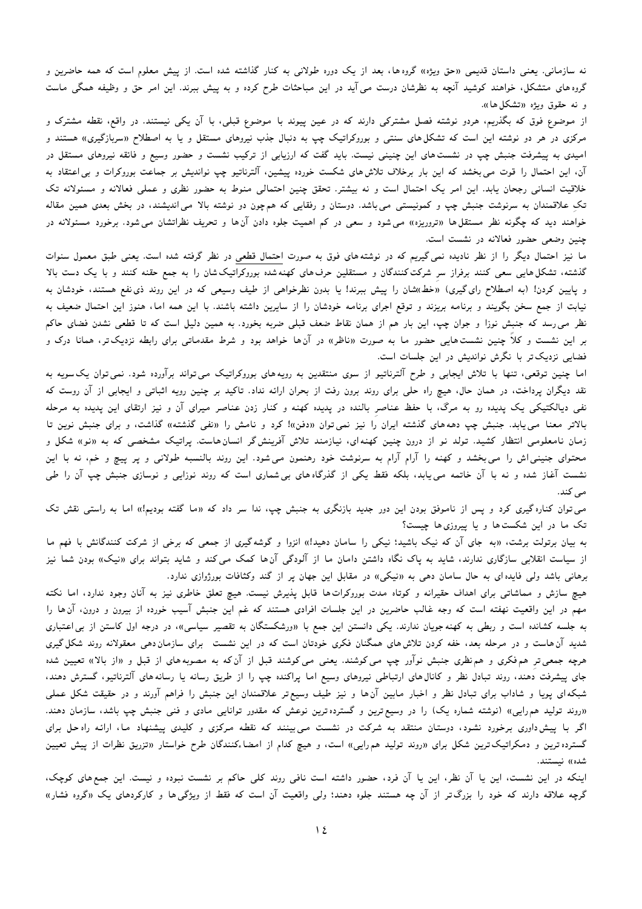نه سازمانی. یعنی داستان قدیمی «حق ویژه» گروه‌ها، بعد از یک دوره طولانی به کنار گذاشته شده است. از پیش معلوم است که همه حاضرین و گروه‌های متشکل، خواهند کوشید آنچه به نظرشان درست می‌آید در این مباحثات طرح کرده و به پیش ببرند. این امر حق و وظیفه همگی ماست و نه حقوق ویژه «تشکل‌ها».

از موضوع فوق که بگذریم، هردو نوشته فصل مشترکی دارند که در عین پیوند با موضوع قبلی، با آن یکی نیستند. در واقع، نقطه مشترک و مرکزی در هر دو نوشته این است که تشکل‌های سنتی و بوروکراتیک چپ به دنبال جذب نیروهای مستقل و یا به اصطلاح «سربازگیری» هستند و امیدی به پیشرفت جنبش چپ در نشست‌های این چنینی نیست. باید گفت که ارزیابی از ترکیب نشست و حضور وسیع و فائقه نیروهای مستقل در آن، این احتمال را قوت می‌بخشد که این بار برخلاف تلاش‌های شکست خورده پیشین، آلترناتیو چپ نواندیش بر جماعت بوروکرات و بی‌اعتقاد به خلاقیت انسانی رجحان یابد. این امر یک احتمال است و نه بیشتر. تحقق چنین احتمالی منوط به حضور نظری و عملی فعالانه و مسئولانه تک تکِ علاقمندان به سرنوشت جنبش چپ و کمونیستی می‌باشد. دوستان و رفقایی که هم‌چون دو نوشته بالا می‌اندیشند، در بخش بعدی همین مقاله خواهند دید که چگونه نظر مستقل‌ها «ترووریزه» می‌شود و سعی در کم اهمیت جلوه دادن آن‌ها و تحریف نظراتشان می‌شود. برخورد مسئولانه در چنین وضعی حضور فعالانه در نشست است.

ما نیز احتمال دیگر را از نظر نادیده نمی‌گیریم که در نوشته‌های فوق به صورت احتمال قطعی در نظر گرفته شده است. یعنی طبق معمول سنوات گذشته، تشکل‌هایی سعی کنند برفراز سر شرکت‌کنندگان و مستقلین حرف‌های کهنه‌شده بوروکراتیک‌شان را به جمع حقنه کنند و با یک دست بالا و پایین کردن! (به اصطلاح رای‌گیری) «خط»شان را پیش ببرند! یا بدون نظرخواهی از طیف وسیعی که در این روند ذی‌نفع هستند، خودشان به نیابت از جمع سخن بگویند و برنامه بریزند و توقع اجرای برنامه خودشان را از سایرین داشته باشند. با این همه اما، هنوز این احتمال ضعیف به نظر می‌رسد که جنبش نوزا و جوان چپ، این بار هم از همان نقاط ضعف قبلی ضربه بخورد. به همین دلیل است که تا قطعی نشدن فضای حاکم بر این نشست و کلاً چنین نشست‌هایی حضور ما به صورت «ناظر» در آن‌ها خواهد بود و شرط مقدماتی برای رابطه نزدیک‌تر، همانا درک و فضایی نزدیک‌تر با نگرش نواندیش در این جلسات است.

اما چنین توقعی، تنها با تلاش ایجابی و طرح آلترناتیو از سوی منتقدین به رویه‌های بوروکراتیک می‌تواند برآورده شود. نمی‌توان یک‌سویه به نقد دیگران پرداخت، در همان حال، هیچ راه حلی برای روند برون رفت از بحران ارائه نداد. تاکید بر چنین رویه اثباتی و ایجابی از آن روست که نفی دیالکتیکی یک پدیده رو به مرگ، با حفظ عناصر بالنده در پدیده کهنه و کنار زدن عناصر میرای آن و نیز ارتقای این پدیده به مرحله بالاتر معنا می‌یابد. جنبش چپ دهه‌های گذشته ایران را نیز نمی‌توان «دفن»! کرد و نامش را «نفی گذشته» گذاشت، و برای جنبش نوین تا زمان نامعلومی انتظار کشید. تولد نو از درون چنین کهنه‌ای، نیازمند تلاش آفرینش‌گر انسان‌هاست. پراتیک مشخصی که به «نو» شکل و محتوای جنینی‌اش را می‌بخشد و کهنه را آرام آرام به سرنوشت خود رهنمون می‌شود. این روند بالنسبه طولانی و پر پیچ و خم، نه با این نشست آغاز شده و نه با آن خاتمه می‌یابد، بلکه فقط یکی از گذرگاه‌های بی‌شماری است که روند نوزایی و نوسازی جنبش چپ آن را طی می‌کند.

می‌توان کناره‌گیری کرد و پس از ناموفق بودن این دور جدید بازنگری به جنبش چپ، ندا سر داد که «ما گفته بودیم!» اما به راستی نقش تک تک ما در این شکست‌ها و یا پیروزی‌ها چیست؟

به بیان برتولت برشت، «به جای آن که نیک باشید؛ نیکی را سامان دهید!» انزوا و گوشه‌گیری از جمعی که برخی از شرکت کنندگانش با فهم ما از سیاست انقلابی سازگاری ندارند، شاید به پاک نگاه داشتن دامان ما از آلودگی آن‌ها کمک می‌کند و شاید بتواند برای «نیک» بودن شما نیز برهانی باشد ولی فایده‌ای به حال سامان دهی به «نیکی» در مقابل این جهان پر از گند وکثافات بورژوازی ندارد.

هیچ سازش و مماشاتی برای اهداف حقیرانه و کوتاه مدت بوروکرات‌ها قابل پذیرش نیست. هیچ تعلق خاطری نیز به آنان وجود ندارد، اما نکته مهم در این واقعیت نهفته است که وجه غالب حاضرین در این جلسات افرادی هستند که غم این جنبش آسیب خورده از بیرون و درون، آن‌ها را به جلسه کشانده است و ربطی به کهنه‌جویان ندارند. یکی دانستن این جمع با «ورشکستگان به تقصیر سیاسی»، در درجه اول کاستن از بی‌اعتباری شدید آن‌هاست و در مرحله بعد، خفه کردن تلاش‌های همگنان فکری خودتان است که در این نشست  برای سازمان‌دهی معقولانه روند شکل‌گیری هرچه جمعی‌تر هم‌فکری و هم‌نظری جنبش نوآور چپ می‌کوشند. یعنی می‌کوشند قبل از آن‌که به مصوبه‌های از قبل و «از بالا» تعیین شده جای پیشرفت دهند، روند تبادل نظر و کانال‌های ارتباطی نیروهای وسیع اما پراکنده چپ را از طریق رسانه یا رسانه‌های آلترناتیو، گسترش دهند، شبکه‌ای پویا و شاداب برای تبادل نظر و اخبار مابین آن‌ها و نیز طیف وسیع‌تر علاقمندان این جنبش را فراهم آورند و در حقیقت شکل عملی «روند تولید هم‌رایی» (نوشته شماره یک) را در وسیع‌ترین و گسترده‌ترین نوعش که مقدور توانایی مادی و فنی جنبش چپ باشد، سازمان دهند. اگر با پیش‌داوری برخورد نشود، دوستان منتقد به شرکت در نشست می‌بینند که نقطه مرکزی و کلیدی پیشنهاد ما، ارائه راه‌حل برای گسترده‌ترین و دمکراتیک‌ترین شکل برای «روند تولید هم‌رایی» است، و هیچ کدام از امضاءکنندگان طرح خواستار «تزریق نظرات از پیش تعیین شده» نیستند.

اینکه در این نشست، این یا آن نظر، این یا آن فرد، حضور داشته است نافی روند کلی حاکم بر نشست نبوده و نیست. این جمع‌های کوچک، گرچه علاقه دارند که خود را بزرگ‌تر از آن چه هستند جلوه دهند؛ ولی واقعیت آن است که فقط از ویژگی‌ها و کارکردهای یک «گروه فشار»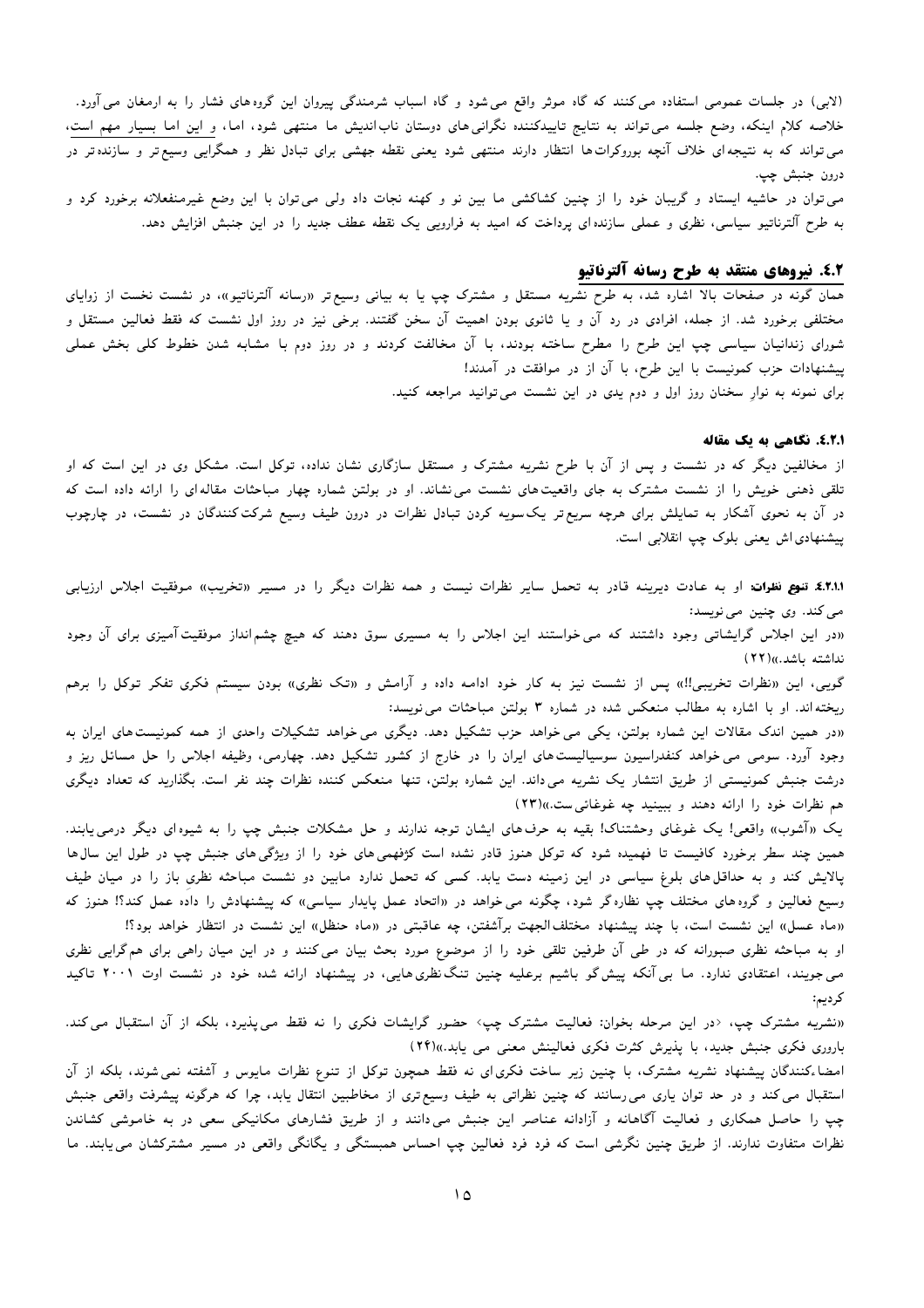(لابی) در جلسات عمومی استفاده می‌کنند که گاه موثر واقع می‌شود و گاه اسباب شرمندگی پیروان این گروه‌های فشار را به ارمغان می‌آورد. خلاصه کلام اینکه، وضع جلسه می‌تواند به نتایج تاییدکننده نگرانی‌های دوستان ناب‌اندیش ما منتهی شود، اما، و این اما بسیار مهم است، می‌تواند که به نتیجه‌ای خلاف آنچه بوروکرات‌ها انتظار دارند منتهی شود یعنی نقطه جهشی برای تبادل نظر و همگرایی وسیع‌تر و سازنده‌تر در درون جنبش چپ.

می‌توان در حاشیه ایستاد و گریبان خود را از چنین کشاکشی ما بین نو و کهنه نجات داد ولی می‌توان با این وضع غیرمنفعلانه برخورد کرد و به طرح آلترناتیو سیاسی، نظری و عملی سازنده‌ای پرداخت که امید به فرارویی یک نقطه عطف جدید را در این جنبش افزایش دهد.

## ٤.٢. نیروهای منتقد به طرح رسانه آلترناتیو

همان گونه در صفحات بالا اشاره شد، به طرح نشریه مستقل و مشترک چپ یا به بیانی وسیع‌تر «رسانه آلترناتیو»، در نشست نخست از زوایای مختلفی برخورد شد. از جمله، افرادی در رد آن و یا ثانوی بودن اهمیت آن سخن گفتند. برخی نیز در روز اول نشست که فقط فعالین مستقل و شورای زندانیان سیاسی چپ این طرح را مطرح ساخته بودند، با آن مخالفت کردند و در روز دوم با مشابه شدن خطوط کلی بخش عملی پیشنهادات حزب کمونیست با این طرح، با آن از در موافقت در آمدند!

برای نمونه به نوارِ سخنان روز اول و دوم یدی در این نشست می‌توانید مراجعه کنید.

### ٤.٢.١. نگاهی به یک مقاله

از مخالفین دیگر که در نشست و پس از آن با طرح نشریه مشترک و مستقل سازگاری نشان نداده، توکل است. مشکل وی در این است که او تلقی ذهنی خویش را از نشست مشترک به جای واقعیت‌های نشست می‌نشاند. او در بولتن شماره چهار مباحثات مقاله‌ای را ارائه داده است که در آن به نحوی آشکار به تمایلش برای هرچه سریع‌تر یک‌سویه کردن تبادل نظرات در درون طیف وسیع شرکت‌کنندگان در نشست، در چارچوب پیشنهادی‌اش یعنی بلوک چپ انقلابی است.

**٤.٢.١.١. تنوع نظرات:** او به عادت دیرینه قادر به تحمل سایر نظرات نیست و همه نظرات دیگر را در مسیر «تخریب» موفقیت اجلاس ارزیابی می‌کند. وی چنین می‌نویسد:

«در این اجلاس گرایشاتی وجود داشتند که می‌خواستند این اجلاس را به مسیری سوق دهند که هیچ چشم‌انداز موفقیت‌آمیزی برای آن وجود نداشته باشد.»(٢٢)

گویی، این «نظرات تخریبی!!» پس از نشست نیز به کار خود ادامه داده و آرامش و «تک نظری» بودن سیستم فکری تفکر توکل را برهم ریخته‌اند. او با اشاره به مطالب منعکس شده در شماره ٣ بولتن مباحثات می‌نویسد:

«در همین اندک مقالات این شماره بولتن، یکی می‌خواهد حزب تشکیل دهد. دیگری می‌خواهد تشکیلات واحدی از همه کمونیست‌های ایران به وجود آورد. سومی می‌خواهد کنفدراسیون سوسیالیست‌های ایران را در خارج از کشور تشکیل دهد. چهارمی، وظیفه اجلاس را حل مسائل ریز و درشت جنبش کمونیستی از طریق انتشار یک نشریه می‌داند. این شماره بولتن، تنها منعکس کننده نظرات چند نفر است. بگذارید که تعداد دیگری هم نظرات خود را ارائه دهند و ببینید چه غوغائی‌ست.»(٢٣)

یک «آشوب» واقعی! یک غوغای وحشتناک! بقیه به حرف‌های ایشان توجه ندارند و حل مشکلات جنبش چپ را به شیوه‌ای دیگر درمی‌یابند. همین چند سطر برخورد کافیست تا فهمیده شود که توکل هنوز قادر نشده است کژفهمی‌های خود را از ویژگی‌های جنبش چپ در طول این سال‌ها پالایش کند و به حداقل‌های بلوغ سیاسی در این زمینه دست یابد. کسی که تحمل ندارد مابین دو نشست مباحثه نظری باز را در میان طیف وسیع فعالین و گروه‌های مختلف چپ نظاره‌گر شود، چگونه می‌خواهد در «اتحاد عمل پایدار سیاسی» که پیشنهادش را داده عمل کند؟! هنوز که «ماه عسل» این نشست است، با چند پیشنهاد مختلف‌الجهت برآشفتن، چه عاقبتی در «ماه حنظل» این نشست در انتظار خواهد بود؟!

او به مباحثه نظری صبورانه که در طی آن طرفین تلقی خود را از موضوع مورد بحث بیان می‌کنند و در این میان راهی برای هم‌گرایی نظری می‌جویند، اعتقادی ندارد. ما بی‌آنکه پیش‌گو باشیم برعلیه چنین تنگ‌نظری‌هایی، در پیشنهاد ارائه شده خود در نشست اوت ٢٠٠١ تاکید کردیم:

«نشریه مشترک چپ، ‹در این مرحله بخوان: فعالیت مشترک چپ› حضور گرایشات فکری را نه فقط می‌پذیرد، بلکه از آن استقبال می‌کند. باروری فکری جنبش جدید، با پذیرش کثرت فکری فعالینش معنی می یابد.»(٢٤)

امضاءکنندگان پیشنهاد نشریه مشترک، با چنین زیر ساخت فکری‌ای نه فقط همچون توکل از تنوع نظرات مایوس و آشفته نمی‌شوند، بلکه از آن استقبال می‌کنند و در حد توان یاری می‌رسانند که چنین نظراتی از مخاطبین انتقال یابد، چرا که هرگونه پیشرفت واقعی جنبش چپ را حاصل همکاری و فعالیت آگاهانه و آزادانه عناصر این جنبش می‌دانند و از طریق فشارهای مکانیکی سعی در به خاموشی کشاندن نظرات متفاوت ندارند. از طریق چنین نگرشی است که فرد فرد فعالین چپ احساس همبستگی و یگانگی واقعی در مسیر مشترکشان می‌یابند. ما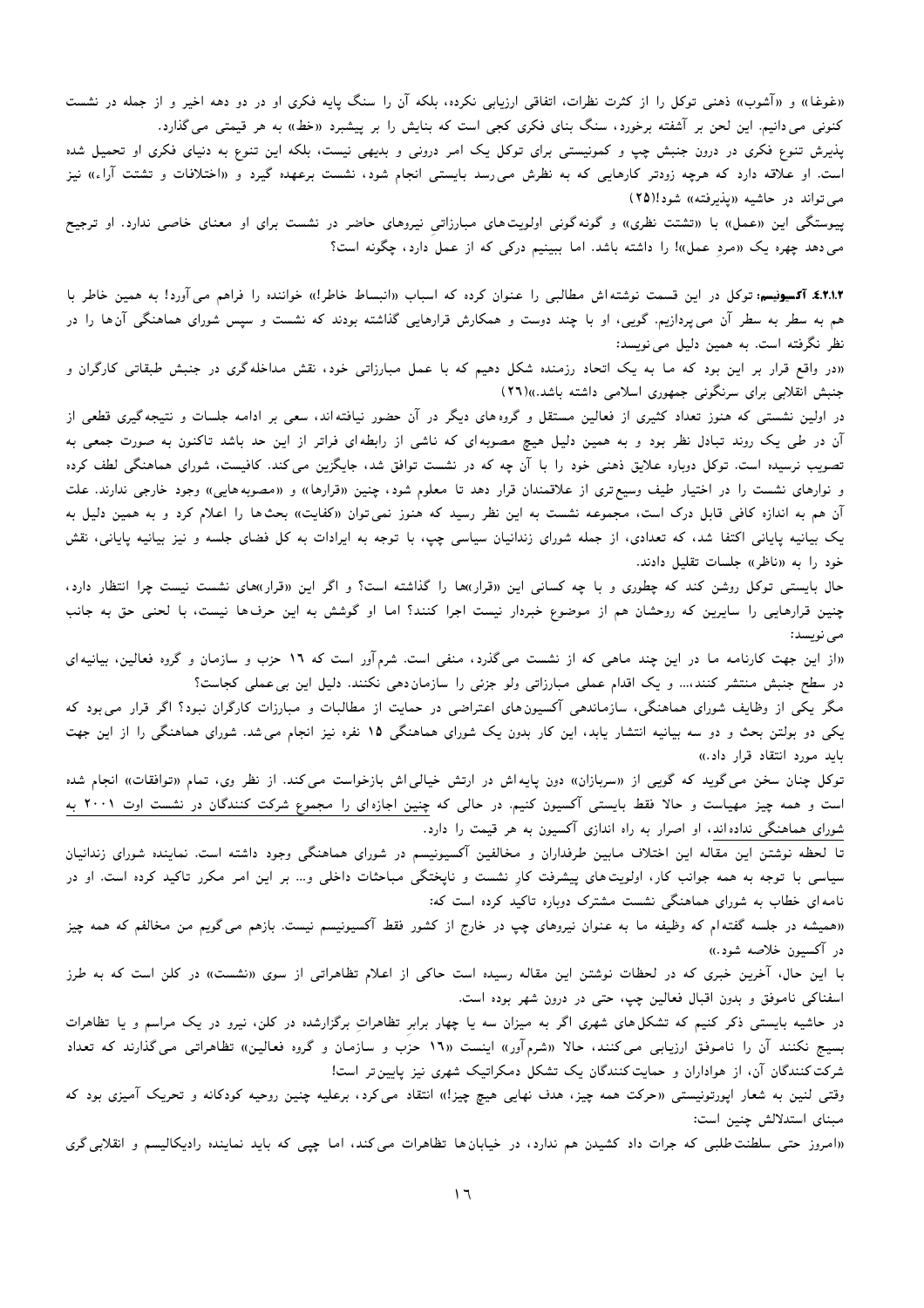«غوغا» و «آشوب» ذهنی توکل را از کثرت نظرات، اتفاقی ارزیابی نکرده، بلکه آن را سنگ پایه فکری او در دو دهه اخیر و از جمله در نشست کنونی می‌دانیم. این لحن بر آشفته برخورد، سنگ بنای فکری کجی است که بنایش را بر پیشبرد «خط» به هر قیمتی می‌گذارد.

پذیرش تنوع فکری در درون جنبش چپ و کمونیستی برای توکل یک امر درونی و بدیهی نیست، بلکه این تنوع به دنیای فکری او تحمیل شده است. او علاقه دارد که هرچه زودتر کارهایی که به نظرش می‌رسد بایستی انجام شود، نشست برعهده گیرد و «اختلافات و تشتت آراء» نیز می‌تواند در حاشیه «پذیرفته» شود!(۲۵)

پیوستگی این «عمل» با «تشتت نظری» و گونه‌گونی اولویت‌های مبارزاتی نیروهای حاضر در نشست برای او معنای خاصی ندارد. او ترجیح می‌دهد چهره یک «مردِ عمل»! را داشته باشد. اما ببینیم درکی که از عمل دارد، چگونه است؟

**۴.۲.۱.۲. آکسیونیسم:** توکل در این قسمت نوشته‌اش مطالبی را عنوان کرده که اسباب «انبساط خاطر!» خواننده را فراهم می‌آورد! به همین خاطر با هم به سطر به سطر آن می‌پردازیم. گویی، او با چند دوست و همکارش قرارهایی گذاشته بودند که نشست و سپس شورای هماهنگی آن‌ها را در نظر نگرفته است. به همین دلیل می‌نویسد:

«در واقع قرار بر این بود که ما به یک اتحاد رزمنده شکل دهیم که با عمل مبارزاتی خود، نقش مداخله‌گری در جنبش طبقاتی کارگران و جنبش انقلابی برای سرنگونی جمهوری اسلامی داشته باشد.»(۲۶)

در اولین نشستی که هنوز تعداد کثیری از فعالین مستقل و گروه‌های دیگر در آن حضور نیافته‌اند، سعی بر ادامه جلسات و نتیجه‌گیری قطعی از آن در طی یک روند تبادل نظر بود و به همین دلیل هیچ مصوبه‌ای که ناشی از رابطه‌ای فراتر از این حد باشد تاکنون به صورت جمعی به تصویب نرسیده است. توکل دوباره علایق ذهنی خود را با آن چه که در نشست توافق شد، جایگزین می‌کند. کافیست، شورای هماهنگی لطف کرده و نوارهای نشست را در اختیار طیف وسیع‌تری از علاقمندان قرار دهد تا معلوم شود، چنین «قرارها» و «مصوبه‌هایی» وجود خارجی ندارند. علت آن هم به اندازه کافی قابل درک است، مجموعه نشست به این نظر رسید که هنوز نمی‌توان «کفایت» بحث‌ها را اعلام کرد و به همین دلیل به یک بیانیه پایانی اکتفا شد، که تعدادی، از جمله شورای زندانیان سیاسی چپ، با توجه به ایرادات به کل فضای جلسه و نیز بیانیه پایانی، نقش خود را به «ناظر» جلسات تقلیل دادند.

حال بایستی توکل روشن کند که چطوری و با چه کسانی این «قرار»ها را گذاشته است؟ و اگر این «قرار»های نشست نیست چرا انتظار دارد، چنین قرارهایی را سایرین که روحشان هم از موضوع خبردار نیست اجرا کنند؟ اما او گوشش به این حرف‌ها نیست، با لحنی حق به جانب می‌نویسد:

«از این جهت کارنامه ما در این چند ماهی که از نشست می‌گذرد، منفی است. شرم‌آور است که ۱۶ حزب و سازمان و گروه فعالین، بیانیه‌ای در سطح جنبش منتشر کنند،... و یک اقدام عملی مبارزاتی ولو جزئی را سازمان‌دهی نکنند. دلیل این بی‌عملی کجاست؟

مگر یکی از وظایف شورای هماهنگی، سازماندهی آکسیون‌های اعتراضی در حمایت از مطالبات و مبارزات کارگران نبود؟ اگر قرار می‌بود که یکی دو بولتن بحث و دو سه بیانیه انتشار یابد، این کار بدون یک شورای هماهنگی ۱۵ نفره نیز انجام می‌شد. شورای هماهنگی را از این جهت باید مورد انتقاد قرار داد.»

توکل چنان سخن می‌گوید که گویی از «سربازان» دون پایه‌اش در ارتش خیالی‌اش بازخواست می‌کند. از نظر وی، تمام «توافقات» انجام شده است و همه چیز مهیاست و حالا فقط بایستی آکسیون کنیم. در حالی که <u>چنین اجازه‌ای را مجموع شرکت کنندگان در نشست اوت ۲۰۰۱ به شورای هماهنگی نداده‌اند</u>، او اصرار به راه اندازی آکسیون به هر قیمت را دارد.

تا لحظه نوشتن این مقاله این اختلاف مابین طرفداران و مخالفین آکسیونیسم در شورای هماهنگی وجود داشته است. نماینده شورای زندانیان سیاسی با توجه به همه جوانب کار، اولویت‌های پیشرفت کارِ نشست و ناپختگی مباحثات داخلی و... بر این امر مکرر تاکید کرده است. او در نامه‌ای خطاب به شورای هماهنگی نشست مشترک دوباره تاکید کرده است که:

«همیشه در جلسه گفته‌ام که وظیفه ما به عنوان نیروهای چپ در خارج از کشور فقط آکسیونیسم نیست. بازهم می‌گویم من مخالفم که همه چیز در آکسیون خلاصه شود.»

با این حال، آخرین خبری که در لحظات نوشتن این مقاله رسیده است حاکی از اعلام تظاهراتی از سوی «نشست» در کلن است که به طرز اسفناکی ناموفق و بدون اقبال فعالین چپ، حتی در درون شهر بوده است.

در حاشیه بایستی ذکر کنیم که تشکل‌های شهری اگر به میزان سه یا چهار برابرِ تظاهراتِ برگزارشده در کلن، نیرو در یک مراسم و یا تظاهرات بسیج نکنند آن را ناموفق ارزیابی می‌کنند، حالا «شرم‌آور» اینست «۱۶ حزب و سازمان و گروه فعالین» تظاهراتی می‌گذارند که تعداد شرکت‌کنندگان آن، از هواداران و حمایت‌کنندگان یک تشکل دمکراتیک شهری نیز پایین‌تر است!

وقتی لنین به شعار اپورتونیستی «حرکت همه چیز، هدف نهایی هیچ چیز!» انتقاد می‌کرد، برعلیه چنین روحیه کودکانه و تحریک آمیزی بود که مبنای استدلالش چنین است:

«امروز حتی سلطنت‌طلبی که جرات داد کشیدن هم ندارد، در خیابان‌ها تظاهرات می‌کند، اما چپی که باید نماینده رادیکالیسم و انقلابی‌گری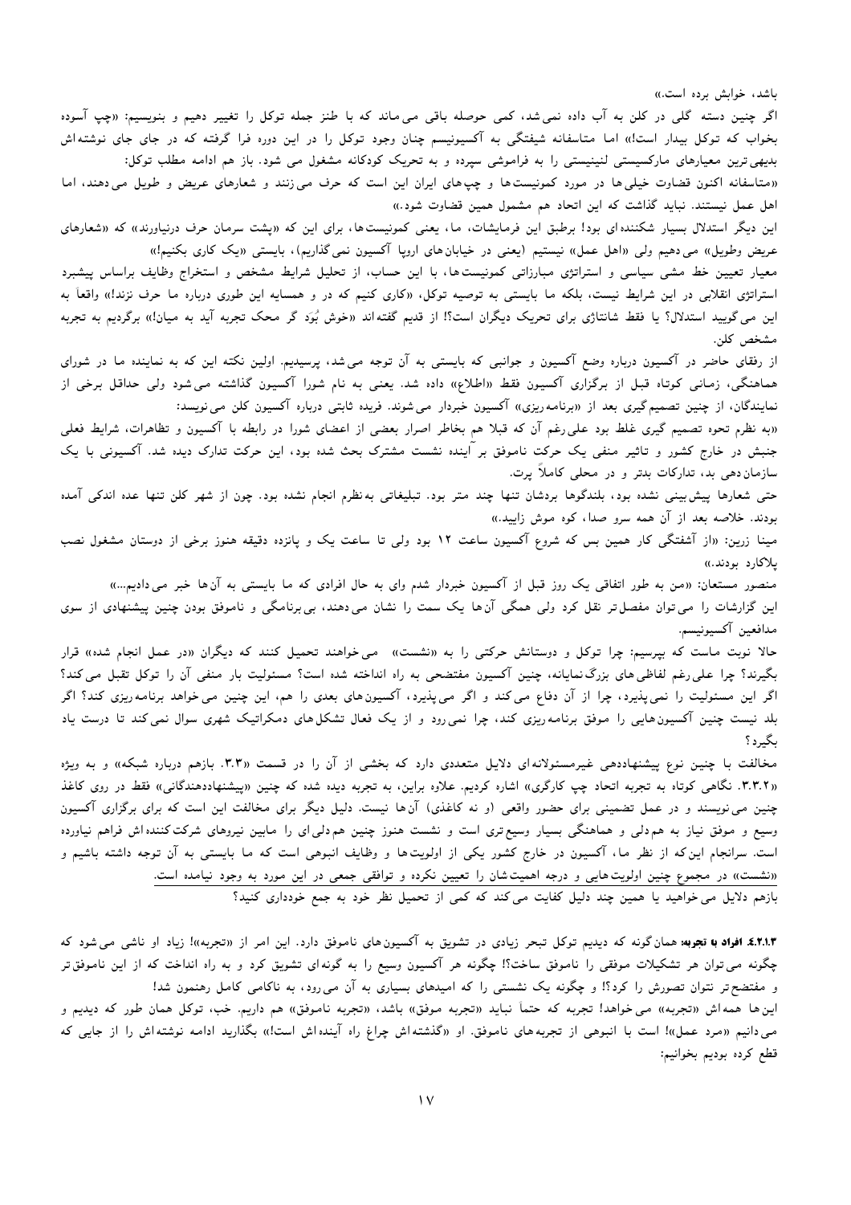باشد، خوابش برده است.»

اگر چنین دسته گلی در کلن به آب داده نمی‌شد، کمی حوصله باقی می‌ماند که با طنز جمله توکل را تغییر دهیم و بنویسیم: «چپ آسوده بخواب که توکل بیدار است!» اما متاسفانه شیفتگی به آکسیونیسم چنان وجود توکل را در این دوره فرا گرفته که در جای جای نوشته‌اش بدیهی‌ترین معیارهای مارکسیستی لنینیستی را به فراموشی سپرده و به تحریک کودکانه مشغول می‌شود. باز هم ادامه مطلب توکل:

«متاسفانه اکنون قضاوت خیلی‌ها در مورد کمونیست‌ها و چپ‌های ایران این است که حرف می‌زنند و شعارهای عریض و طویل می‌دهند، اما اهل عمل نیستند. نباید گذاشت که این اتحاد هم مشمول همین قضاوت شود.»

این دیگر استدلال بسیار شکننده‌ای بود! برطبق این فرمایشات، ما، یعنی کمونیست‌ها، برای این که «پشت سرمان حرف درنیاورند» که «شعارهای عریض وطویل» می‌دهیم ولی «اهل عمل» نیستیم (یعنی در خیابان‌های اروپا آکسیون نمی‌گذاریم)، بایستی «یک کاری بکنیم!»

معیار تعیین خط مشی سیاسی و استراتژی مبارزاتی کمونیست‌ها، با این حساب، از تحلیل شرایط مشخص و استخراج وظایف براساس پیشبرد استراتژی انقلابی در این شرایط نیست، بلکه ما بایستی به توصیه توکل، «کاری کنیم که در و همسایه این طوری درباره ما حرف نزند!» واقعاً به این می‌گویید استدلال؟ یا فقط شانتاژی برای تحریک دیگران است؟! از قدیم گفته‌اند «خوش بُوَد گر محک تجربه آید به میان!» برگردیم به تجربه مشخص کلن.

از رفقای حاضر در آکسیون درباره وضع آکسیون و جوانبی که بایستی به آن توجه می‌شد، پرسیدیم. اولین نکته این که به نماینده ما در شورای هماهنگی، زمانی کوتاه قبل از برگزاری آکسیون فقط «اطلاع» داده شد. یعنی به نام شورا آکسیون گذاشته می‌شود ولی حداقل برخی از نمایندگان، از چنین تصمیم‌گیری بعد از «برنامه‌ریزی» آکسیون خبردار می‌شوند. فریده ثابتی درباره آکسیون کلن می‌نویسد:

«به نظرم نحوه تصمیم گیری غلط بود علی‌رغم آن که قبلا هم بخاطر اصرار بعضی از اعضای شورا در رابطه با آکسیون و تظاهرات، شرایط فعلی جنبش در خارج کشور و تاثیر منفی یک حرکت ناموفق بر آینده نشست مشترک بحث شده بود، این حرکت تدارک دیده شد. آکسیونی با یک سازمان‌دهی بد، تدارکات بدتر و در محلی کاملاً پرت.

حتی شعارها پیش‌بینی نشده بود، بلندگوها بردشان تنها چند متر بود. تبلیغاتی به‌نظرم انجام نشده بود. چون از شهر کلن تنها عده اندکی آمده بودند. خلاصه بعد از آن همه سرو صدا، کوه موش زایید.»

مینا زرین: «از آشفتگی کار همین بس که شروع آکسیون ساعت ۱۲ بود ولی تا ساعت یک و پانزده دقیقه هنوز برخی از دوستان مشغول نصب پلاکارد بودند.»

منصور مستعان: «من به طور اتفاقی یک روز قبل از آکسیون خبردار شدم وای به حال افرادی که ما بایستی به آن‌ها خبر می‌دادیم...»

این گزارشات را می‌توان مفصل‌تر نقل کرد ولی همگی آن‌ها یک سمت را نشان می‌دهند، بی‌برنامگی و ناموفق بودن چنین پیشنهادی از سوی مدافعین آکسیونیسم.

حالا نوبت ماست که بپرسیم: چرا توکل و دوستانش حرکتی را به «نشست» می‌خواهند تحمیل کنند که دیگران «در عمل انجام شده» قرار بگیرند؟ چرا علی‌رغم لفاظی‌های بزرگ‌نمایانه، چنین آکسیون مفتضحی به راه انداخته شده است؟ مسئولیت بار منفی آن را توکل تقبل می‌کند؟ اگر این مسئولیت را نمی‌پذیرد، چرا از آن دفاع می‌کند و اگر می‌پذیرد، آکسیون‌های بعدی را هم، این چنین می‌خواهد برنامه‌ریزی کند؟ اگر بلد نیست چنین آکسیون‌هایی را موفق برنامه‌ریزی کند، چرا نمی‌رود و از یک فعال تشکل‌های دمکراتیک شهری سوال نمی‌کند تا درست یاد بگیرد؟

مخالفت با چنین نوع پیشنهاددهی غیرمسئولانه‌ای دلایل متعددی دارد که بخشی از آن را در قسمت «۳.۳. بازهم درباره شبکه» و به ویژه «۳.۳.۲. نگاهی کوتاه به تجربه اتحاد چپ کارگری» اشاره کردیم. علاوه براین، به تجربه دیده شده که چنین «پیشنهاددهندگانی» فقط در روی کاغذ چنین می‌نویسند و در عمل تضمینی برای حضور واقعی (و نه کاغذی) آن‌ها نیست. دلیل دیگر برای مخالفت این است که برای برگزاری آکسیون وسیع و موفق نیاز به هم‌دلی و هماهنگی بسیار وسیع‌تری است و نشست هنوز چنین هم‌دلی‌ای را مابین نیروهای شرکت‌کننده‌اش فراهم نیاورده است. سرانجام این‌که از نظر ما، آکسیون در خارج کشور یکی از اولویت‌ها و وظایف انبوهی است که ما بایستی به آن توجه داشته باشیم و «نشست» در مجموع چنین اولویت‌هایی و درجه اهمیت‌شان را تعیین نکرده و توافقی جمعی در این مورد به وجود نیامده است.

بازهم دلایل می‌خواهید یا همین چند دلیل کفایت می‌کند که کمی از تحمیل نظر خود به جمع خودداری کنید؟

**۴.۲.۱.۳ افراد با تجربه:** همان‌گونه که دیدیم توکل تبحر زیادی در تشویق به آکسیون‌های ناموفق دارد. این امر از «تجربه»! زیاد او ناشی می‌شود که چگونه می‌توان هر تشکیلات موفقی را ناموفق ساخت؟! چگونه هر آکسیون وسیع را به گونه‌ای تشویق کرد و به راه انداخت که از این ناموفق‌تر و مفتضح‌تر نتوان تصورش را کرد؟! و چگونه یک نشستی را که امیدهای بسیاری به آن می‌رود، به ناکامی کامل رهنمون شد!

این‌ها همه‌اش «تجربه» می‌خواهد! تجربه که حتماً نباید «تجربه موفق» باشد، «تجربه ناموفق» هم داریم. خب، توکل همان طور که دیدیم و می‌دانیم «مرد عمل»! است با انبوهی از تجربه‌های ناموفق. او «گذشته‌اش چراغ راه آینده‌اش است!» بگذارید ادامه نوشته‌اش را از جایی که قطع کرده بودیم بخوانیم: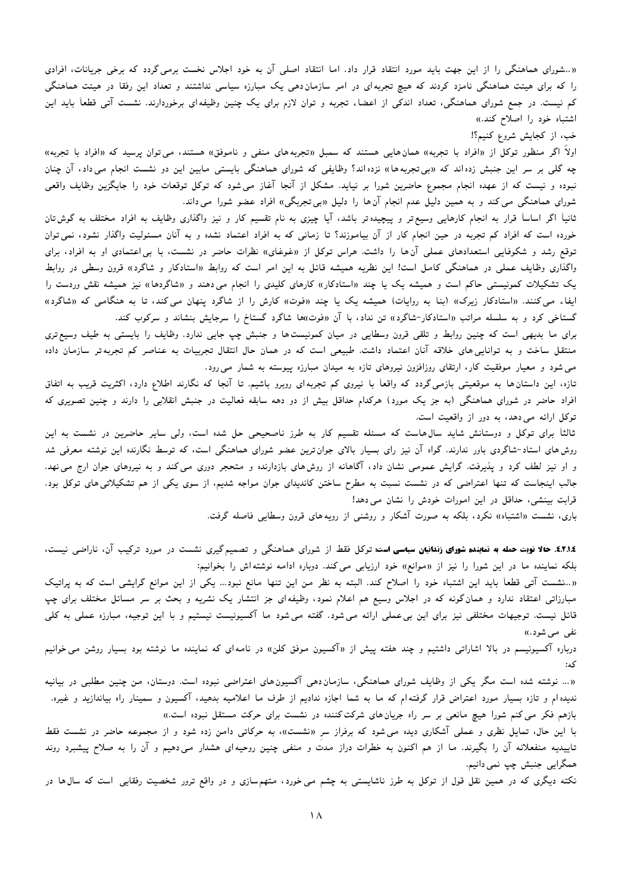«...شورای هماهنگی را از این جهت باید مورد انتقاد قرار داد. اما انتقاد اصلی آن به خود اجلاس نخست برمی‌گردد که برخی جریانات، افرادی را که برای هیئت هماهنگی نامزد کردند که هیچ تجربه‌ای در امر سازمان‌دهی یک مبارزه سیاسی نداشتند و تعداد این رفقا در هیئت هماهنگی کم نیست. در جمع شورای هماهنگی، تعداد اندکی از اعضاء تجربه و توان لازم برای یک چنین وظیفه‌ای برخوردارند. نشست آتی قطعاً باید این اشتباه خود را اصلاح کند.»

خب، از کجایش شروع کنیم؟!

اولاً اگر منظور توکل از «افراد با تجربه» همان‌هایی هستند که سمبل «تجربه‌های منفی و ناموفق» هستند، می‌توان پرسید که «افراد با تجربه» چه گلی بر سر این جنبش زده‌اند که «بی‌تجربه‌ها» نزده‌اند؟ وظایفی که شورای هماهنگی بایستی مابین این دو نشست انجام می‌داد، آن چنان نبوده و نیست که از عهده انجام مجموع حاضرین شورا بر نیاید. مشکل از آنجا آغاز می‌شود که توکل توقعات خود را جایگزین وظایف واقعی شورای هماهنگی می‌کند و به همین دلیل عدم انجام آن‌ها را دلیل «بی‌تجربگی» افراد عضو شورا می‌داند.

ثانیاً اگر اساساً قرار به انجام کارهایی وسیع‌تر و پیچیده‌تر باشد، آیا چیزی به نام تقسیم کار و نیز واگذاری وظایف به افراد مختلف به گوش‌تان خورده است که افراد کم تجربه در حین انجام کار آن را بیاموزند؟ تا زمانی که به افراد اعتماد نشده و به آنان مسئولیت واگذار نشود، نمی‌توان توقع رشد و شکوفایی استعدادهای عملی آن‌ها را داشت. هراس توکل از «غوغای» نظرات حاضر در نشست، با بی‌اعتمادی او به افراد، برای واگذاری وظایف عملی در هماهنگی کامل است! این نظریه همیشه قائل به این امر است که روابط «استادکار و شاگرد» قرون وسطی در روابط یک تشکیلات کمونیستی حاکم است و همیشه یک یا چند «استادکار» کارهای کلیدی را انجام می‌دهند و «شاگردها» نیز همیشه نقش وردست را ایفاء می‌کنند. «استادکار زیرک» (بنا به روایات) همیشه یک یا چند «فوت» کارش را از شاگرد پنهان می‌کند، تا به هنگامی که «شاگرد» گستاخی کرد و به سلسله مراتب «استادکار-شاگرد» تن نداد، با آن «فوت»‌ها شاگرد گستاخ را سرجایش بنشاند و سرکوب کند.

برای ما بدیهی است که چنین روابط و تلقی قرون وسطایی در میان کمونیست‌ها و جنبش چپ جایی ندارد. وظایف را بایستی به طیف وسیع‌تری منتقل ساخت و به توانایی‌های خلاقه آنان اعتماد داشت. طبیعی است که در همان حال انتقال تجربیات به عناصر کم تجربه‌تر سازمان داده می‌شود و معیار موفقیت کار، ارتقای روزافزون نیروهای تازه به میدان مبارزه پیوسته به شمار می‌رود.

تازه، این داستان‌ها به موقعیتی بازمی‌گردد که واقعاً با نیروی کم تجربه‌ای روبرو باشیم. تا آنجا که نگارنده اطلاع دارد، اکثریت قریب به اتفاق افراد حاضر در شورای هماهنگی (به جز یک مورد) هرکدام حداقل بیش از دو دهه سابقه فعالیت در جنبش انقلابی را دارند و چنین تصویری که توکل ارائه می‌دهد، به دور از واقعیت است.

ثالثاً برای توکل و دوستانش شاید سال‌هاست که مسئله تقسیم کار به طرز ناصحیحی حل شده است، ولی سایر حاضرین در نشست به این روش‌های استاد-شاگردی باور ندارند. گواه آن نیز رای بسیار بالای جوان‌ترین عضو شورای هماهنگی است، که توسط نگارنده این نوشته معرفی شد و او نیز لطف کرد و پذیرفت. گرایش عمومی نشان داد، آگاهانه از روش‌های بازدارنده و متحجر دوری می‌کند و به نیروهای جوان ارج می‌نهد. جالب اینجاست که تنها اعتراضی که در نشست نسبت به مطرح ساختن کاندیدای جوان مواجه شدیم، از سوی یکی از هم تشکیلاتی‌های توکل بود. قرابت بینشی، حداقل در این امورات خودش را نشان می‌دهد!

باری، نشست «اشتباه» نکرد، بلکه به صورت آشکار و روشنی از رویه‌های قرون وسطایی فاصله گرفت.

**۴.۲.۱.۴. حالا نوبت حمله به نماینده شورای زندانیان سیاسی است:** توکل فقط از شورای هماهنگی و تصمیم‌گیری نشست در مورد ترکیب آن، ناراضی نیست، بلکه نماینده ما در این شورا را نیز از «موانع» خود ارزیابی می‌کند. دوباره ادامه نوشته‌اش را بخوانیم:

«...نشست آتی قطعاً باید این اشتباه خود را اصلاح کند. البته به نظر من این تنها مانع نبود... یکی از این موانع گرایشی است که به پراتیک مبارزاتی اعتقاد ندارد و همان‌گونه که در اجلاس وسیع هم اعلام نمود، وظیفه‌ای جز انتشار یک نشریه و بحث بر سر مسائل مختلف برای چپ قائل نیست. توجیهات مختلفی نیز برای این بی‌عملی ارائه می‌شود. گفته می‌شود ما آکسیونیست نیستیم و با این توجیه، مبارزه عملی به کلی نفی می‌شود.»

درباره آکسیونیسم در بالا اشاراتی داشتیم و چند هفته پیش از «آکسیون موفق کلن» در نامه‌ای که نماینده ما نوشته بود بسیار روشن می‌خوانیم که:

«... نوشته شده است مگر یکی از وظایف شورای هماهنگی، سازمان‌دهی آکسیون‌های اعتراضی نبوده است. دوستان، من چنین مطلبی در بیانیه ندیده‌ام و تازه بسیار مورد اعتراض قرار گرفته‌ام که ما به شما اجازه ندادیم از طرف ما اعلامیه بدهید، آکسیون و سمینار راه بیاندازید و غیره. بازهم فکر می‌کنم شورا هیچ مانعی بر سر راه جریان‌های شرکت‌کننده در نشست برای حرکت مستقل نبوده است.»

با این حال، تمایل نظری و عملی آشکاری دیده می‌شود که برفراز سرِ «نشست»، به حرکاتی دامن زده شود و از مجموعه حاضر در نشست فقط تاییدیه منفعلانه آن را بگیرند. ما از هم اکنون به خطرات دراز مدت و منفی چنین روحیه‌ای هشدار می‌دهیم و آن را به صلاح پیشبرد روند همگرایی جنبش چپ نمی‌دانیم.

نکته دیگری که در همین نقل قول از توکل به طرز ناشایستی به چشم می‌خورد، متهم‌سازی و در واقع ترور شخصیت رفقایی است که سال‌ها در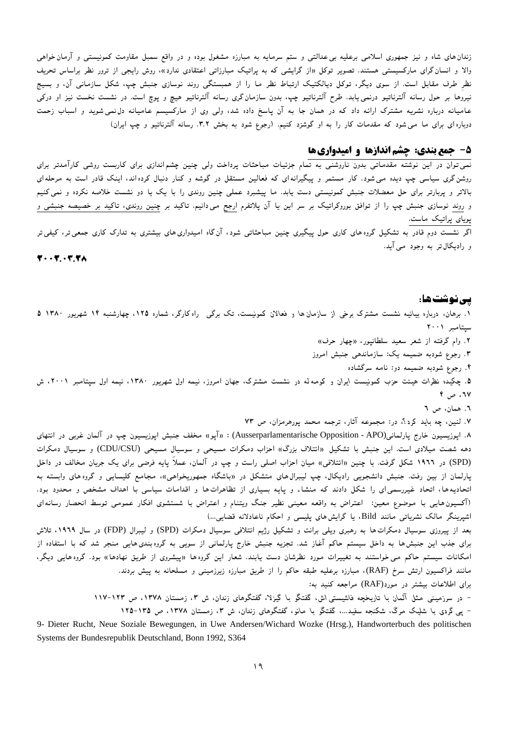زندان‌های شاه و نیز جمهوری اسلامی برعلیه بی‌عدالتی و ستم سرمایه به مبارزه مشغول بوده و در واقع سمبل مقاومت کمونیستی و آرمان‌خواهی والا و انسان‌گرای مارکسیستی هستند. تصویر توکل «از گرایشی که به پراتیک مبارزاتی اعتقادی ندارد»، روش رایجی از ترور نظر براساس تحریف نظرِ طرف مقابل است. از سوی دیگر، توکل دیالکتیک ارتباط نظر ما را از همبستگی روند نوسازی جنبش چپ، شکل سازمانی آن، و بسیج نیروها بر حول رسانه آلترناتیو درنمی‌یابد. طرح آلترناتیو چپ، بدون سازمان‌گری رسانه آلترناتیو هیچ و پوچ است. در نشست نخست نیز او درکی عامیانه درباره نشریه مشترک ارائه داد که در همان جا به آن پاسخ داده شد، ولی وی از مارکسیسم عامیانه دل‌نمی‌شوید و اسباب زحمت دوباره‌ای برای ما می‌شود که مقدمات کار را به او گوشزد کنیم. (رجوع شود به بخش ۳.۲. رسانه آلترناتیو و چپ ایران)

## ۵- جمع‌بندی: چشم‌اندازها و امیدواری‌ها

نمی‌توان در این نوشته مقدماتی بدون ناروشنی به تمام جزئیات مباحثات پرداخت ولی چنین چشم‌اندازی برای کاربست روشی کارآمدتر برای روشن‌گری سیاسی چپ دیده می‌شود. کار مستمر و پیگیرانه‌ای که فعالین مستقل در گوشه و کنار دنبال کرده‌اند، اینک قادر است به مرحله‌ای بالاتر و پربارتر برای حل معضلات جنبش کمونیستی دست یابد. ما پیشبرد عملی چنین روندی را با یک یا دو نشست خلاصه نکرده و نمی‌کنیم و روند نوسازی جنبش چپ را از توافق بوروکراتیک بر سر این یا آن پلاتفرم ارجح می‌دانیم. تاکید بر چنین روندی، تاکید بر خصیصه جنبشی و پویای پراتیک ماست.

اگر نشست دوم قادر به تشکیل گروه‌های کاری حول پیگیری چنین مباحثاتی شود، آن‌گاه امیدواری‌های بیشتری به تدارک کاری جمعی‌تر، کیفی‌تر و رادیکال‌تر به وجود می‌آید.

**۲۰۰۲.۰۳.۲۸**

### پی‌نوشت‌ها:

۱. برهان، درباره بیانیه نشست مشترک برخی از سازمان‌ها و فعالان کمونیست، تک برگی راه‌کارگر، شماره ۱۲۵، چهارشنبه ۱۴ شهریور ۱۳۸۰ ۵ سپتامبر ۲۰۰۱

۲. وام گرفته از شعر سعید سلطانپور، «چهار حرف»

۳. رجوع شودبه ضمیمه یک: سازماندهی جنبش امروز

۴. رجوع شودبه ضمیمه دو: نامه سرگشاده

۵. چکیده نظرات هیئت حزب کمونیست ایران و کومه‌له در نشست مشترک، جهان امروز، نیمه اول شهریور ۱۳۸۰، نیمه اول سپتامبر ۲۰۰۱، ش ۶۷، ص ۴

۶. همان، ص ۶

۷. لنین، چه باید کرد؟، در: مجموعه آثار، ترجمه محمد پورهرمزان، ص ۷۳

۸. اپوزیسیون خارج پارلمانی(Ausserparlamentarische Opposition - APO) : «آپو» مخفف جنبش اپوزیسیون چپ در آلمان غربی در انتهای دهه شصت میلادی است. این جنبش با تشکیل «ائتلاف بزرگ» احزاب دمکرات مسیحی و سوسیال مسیحی (CDU/CSU) و سوسیال دمکرات (SPD) در ۱۹۶۶ شکل گرفت. با چنین «ائتلافی» میان احزاب اصلی راست و چپ در آلمان، عملاً پایه فرضی برای یک جریان مخالف در داخل پارلمان از بین رفت. جنبش دانشجویی رادیکال، چپ لیبرال‌های متشکل در «باشگاه جمهوریخواهی»، مجامع کلیسایی و گروه‌های وابسته به اتحادیه‌ها، اتحاد غیررسمی‌ای را شکل دادند که منشاء و پایه بسیاری از تظاهرات‌ها و اقدامات سیاسی با اهداف مشخص و محدود بود. (آکسیون‌هایی با موضوع معین: اعتراض به واقعه معینی نظیر جنگ ویتنام و اعتراض با شستشوی افکار عمومی توسط انحصار رسانه‌ای اشپرینگر مالک نشریاتی مانند Bild، یا گرایش‌های پلیسی و احکام ناعادلانه قضایی...)

بعد از پیروزی سوسیال دمکرات‌ها به رهبری ویلی برانت و تشکیل رژیم ائتلافی سوسیال دمکرات (SPD) و لیبرال (FDP) در سال ۱۹۶۹، تلاش برای جذب این جنبش‌ها به داخل سیستم حاکم آغاز شد. تجزیه جنبش خارج پارلمانی از سویی به گروه‌بندی‌هایی منجر شد که با استفاده از امکانات سیستم حاکم می‌خواستند به تغییرات مورد نظرشان دست یابند. شعار این گروه‌ها «پیشروی از طریق نهادها» بود. گروه‌هایی دیگر، مانند فراکسیون ارتش سرخ (RAF)، مبارزه برعلیه طبقه حاکم را از طریق مبارزه زیرزمینی و مسلحانه به پیش بردند.

برای اطلاعات بیشتر در مورد(RAF) مراجعه کنید به:

- در سرزمینی مثل آلمان با تاریخچه فاشیستی اش، گفتگو با گیزلا، گفتگوهای زندان، ش ۳، زمستان ۱۳۷۸، ص ۱۲۳-۱۱۷

- پی گردی با شلیک مرگ، شکنجه سفید...، گفتگو با مانو، گفتگوهای زندان، ش ۳، زمستان ۱۳۷۸، ص ۱۳۵-۱۲۵

9- Dieter Rucht, Neue Soziale Bewegungen, in Uwe Andersen/Wichard Wozke (Hrsg.), Handworterbuch des politischen Systems der Bundesrepublik Deutschland, Bonn 1992, S364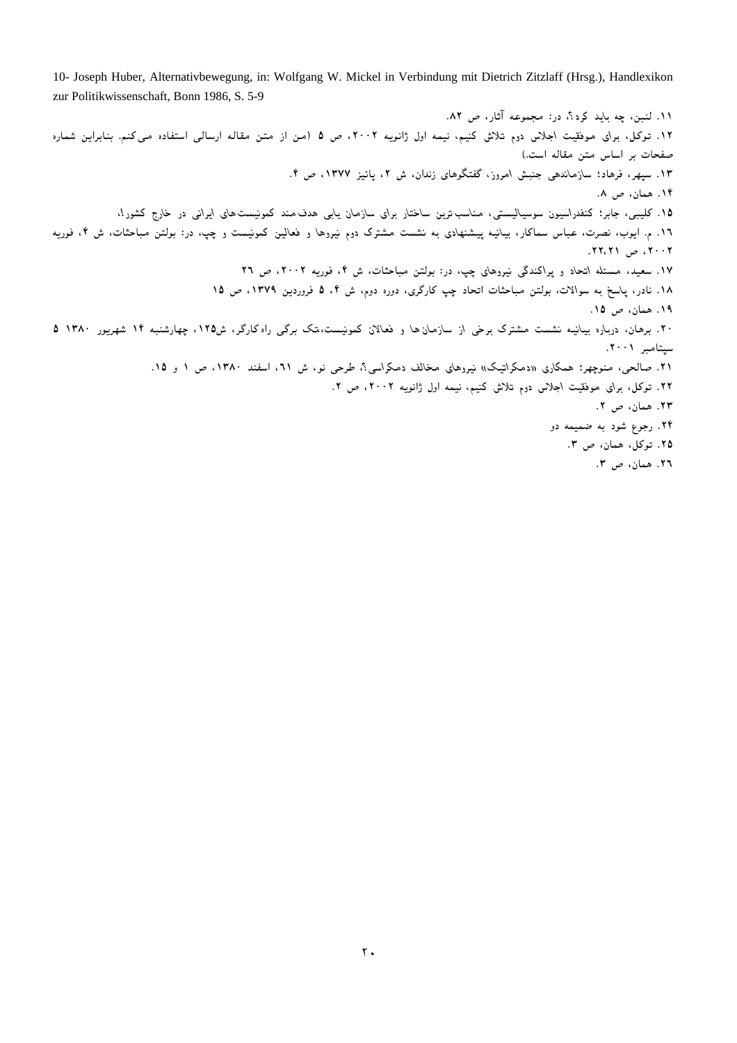10- Joseph Huber, Alternativbewegung, in: Wolfgang W. Mickel in Verbindung mit Dietrich Zitzlaff (Hrsg.), Handlexikon zur Politikwissenschaft, Bonn 1986, S. 5-9

۱۱. لنین، چه باید کرد؟، در: مجموعه آثار، ص ۸۲.

۱۲. توکل، برای موفقیت اجلاس دوم تلاش کنیم، نیمه اول ژانویه ۲۰۰۲، ص ۵ (من از متن مقاله ارسالی استفاده می‌کنم. بنابراین شماره صفحات بر اساس متن مقاله است.)

۱۳. سپهر، فرهاد؛ سازماندهی جنبش امروز، گفتگوهای زندان، ش ۲، پائیز ۱۳۷۷، ص ۴.

۱۴. همان، ص ۸.

۱۵. کلیبی، جابر؛ کنفدراسیون سوسیالیستی، مناسب‌ترین ساختار برای سازمان یابی هدف‌مند کمونیست‌های ایرانی در خارج کشور!،

۱۶. م. ایوب، نصرت، عباس سماکار، بیانیه پیشنهادی به نشست مشترک دوم نیروها و فعالین کمونیست و چپ، در: بولتن مباحثات، ش ۴، فوریه ۲۰۰۲، ص ۲۲،۲۱.

۱۷. سعید، مسئله اتحاد و پراکندگی نیروهای چپ، در: بولتن مباحثات، ش ۴، فوریه ۲۰۰۲، ص ۲۶

۱۸. نادر، پاسخ به سوالات، بولتن مباحثات اتحاد چپ کارگری، دوره دوم، ش ۴، ۵ فروردین ۱۳۷۹، ص ۱۵

۱۹. همان، ص ۱۵.

۲۰. برهان، درباره بیانیه نشست مشترک برخی از سازمان‌ها و فعالان کمونیست،تک برگی راه‌کارگر، ش۱۲۵، چهارشنبه ۱۴ شهریور ۱۳۸۰ ۵ سپتامبر ۲۰۰۱.

۲۱. صالحی، منوچهر؛ همکاری «دمکراتیک» نیروهای مخالف دمکراسی؟، طرحی نو، ش ۶۱، اسفند ۱۳۸۰، ص ۱ و ۱۵.

۲۲. توکل، برای موفقیت اجلاس دوم تلاش کنیم، نیمه اول ژانویه ۲۰۰۲، ص ۲.

۲۳. همان، ص ۲.

۲۴. رجوع شود به ضمیمه دو

۲۵. توکل، همان، ص ۳.

۲۶. همان، ص ۳.